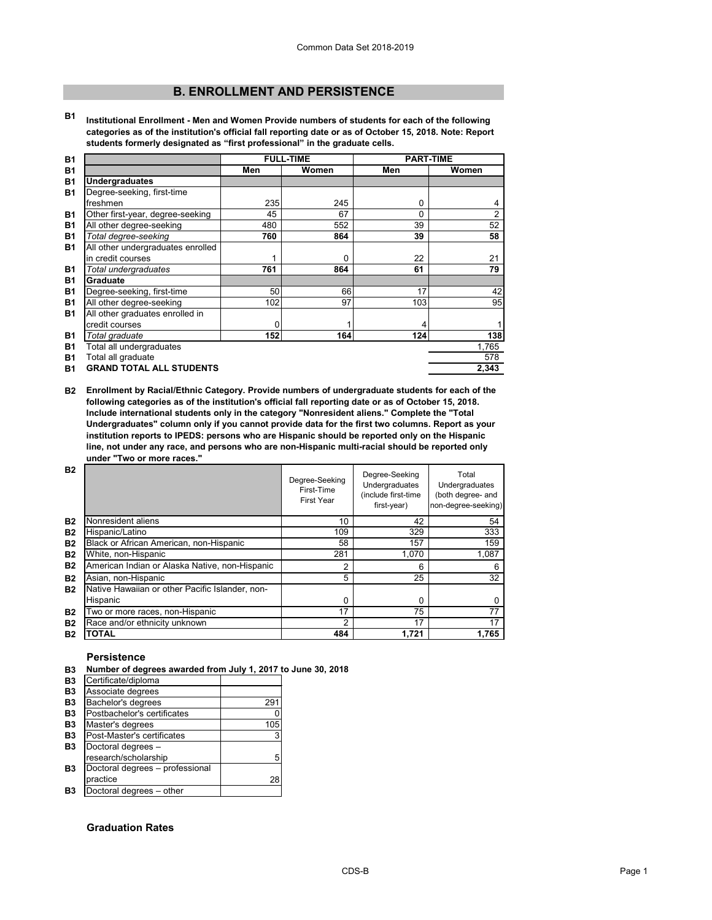## B. ENROLLMENT AND PERSISTENCE

**B1 Institutional Enrollment - Men and Women Provide numbers of students for each of the following categories as of the institution's official fall reporting date or as of October 15, 2018. Note: Report students formerly designated as "first professional" in the graduate cells.**

| | FULL-TIME | | PART-TIME | |
|---|---|---|---|---|
| | Men | Women | Men | Women |
| **Undergraduates** | | | | |
| Degree-seeking, first-time freshmen | 235 | 245 | 0 | 4 |
| Other first-year, degree-seeking | 45 | 67 | 0 | 2 |
| All other degree-seeking | 480 | 552 | 39 | 52 |
| *Total degree-seeking* | **760** | **864** | **39** | **58** |
| All other undergraduates enrolled in credit courses | 1 | 0 | 22 | 21 |
| *Total undergraduates* | **761** | **864** | **61** | **79** |
| **Graduate** | | | | |
| Degree-seeking, first-time | 50 | 66 | 17 | 42 |
| All other degree-seeking | 102 | 97 | 103 | 95 |
| All other graduates enrolled in credit courses | 0 | 1 | 4 | 1 |
| *Total graduate* | **152** | **164** | **124** | **138** |
| Total all undergraduates | | | | 1,765 |
| Total all graduate | | | | 578 |
| **GRAND TOTAL ALL STUDENTS** | | | | **2,343** |

**B2 Enrollment by Racial/Ethnic Category. Provide numbers of undergraduate students for each of the following categories as of the institution's official fall reporting date or as of October 15, 2018. Include international students only in the category "Nonresident aliens." Complete the "Total Undergraduates" column only if you cannot provide data for the first two columns. Report as your institution reports to IPEDS: persons who are Hispanic should be reported only on the Hispanic line, not under any race, and persons who are non-Hispanic multi-racial should be reported only under "Two or more races."**

| | Degree-Seeking First-Time First Year | Degree-Seeking Undergraduates (include first-time first-year) | Total Undergraduates (both degree- and non-degree-seeking) |
|---|---|---|---|
| Nonresident aliens | 10 | 42 | 54 |
| Hispanic/Latino | 109 | 329 | 333 |
| Black or African American, non-Hispanic | 58 | 157 | 159 |
| White, non-Hispanic | 281 | 1,070 | 1,087 |
| American Indian or Alaska Native, non-Hispanic | 2 | 6 | 6 |
| Asian, non-Hispanic | 5 | 25 | 32 |
| Native Hawaiian or other Pacific Islander, non-Hispanic | 0 | 0 | 0 |
| Two or more races, non-Hispanic | 17 | 75 | 77 |
| Race and/or ethnicity unknown | 2 | 17 | 17 |
| **TOTAL** | 484 | 1,721 | 1,765 |

### Persistence

**B3 Number of degrees awarded from July 1, 2017 to June 30, 2018**

| | |
|---|---|
| Certificate/diploma | |
| Associate degrees | |
| Bachelor's degrees | 291 |
| Postbachelor's certificates | 0 |
| Master's degrees | 105 |
| Post-Master's certificates | 3 |
| Doctoral degrees – research/scholarship | 5 |
| Doctoral degrees – professional practice | 28 |
| Doctoral degrees – other | |

### Graduation Rates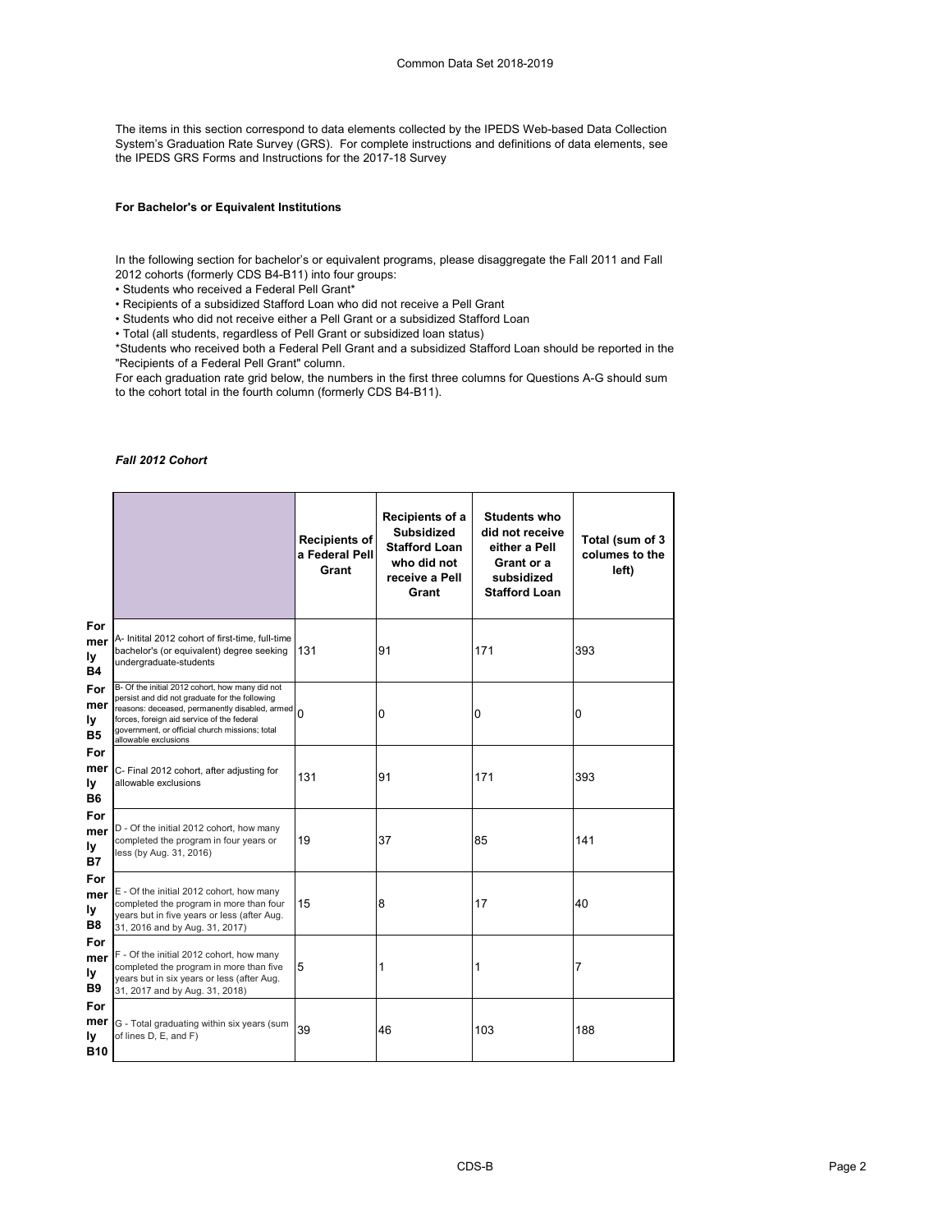The items in this section correspond to data elements collected by the IPEDS Web-based Data Collection System's Graduation Rate Survey (GRS). For complete instructions and definitions of data elements, see the IPEDS GRS Forms and Instructions for the 2017-18 Survey

**For Bachelor's or Equivalent Institutions**

In the following section for bachelor's or equivalent programs, please disaggregate the Fall 2011 and Fall 2012 cohorts (formerly CDS B4-B11) into four groups:

• Students who received a Federal Pell Grant*
• Recipients of a subsidized Stafford Loan who did not receive a Pell Grant
• Students who did not receive either a Pell Grant or a subsidized Stafford Loan
• Total (all students, regardless of Pell Grant or subsidized loan status)

*Students who received both a Federal Pell Grant and a subsidized Stafford Loan should be reported in the "Recipients of a Federal Pell Grant" column.

For each graduation rate grid below, the numbers in the first three columns for Questions A-G should sum to the cohort total in the fourth column (formerly CDS B4-B11).

*Fall 2012 Cohort*

| | | Recipients of a Federal Pell Grant | Recipients of a Subsidized Stafford Loan who did not receive a Pell Grant | Students who did not receive either a Pell Grant or a subsidized Stafford Loan | Total (sum of 3 columes to the left) |
|---|---|---|---|---|---|
| Formerly B4 | A- Initital 2012 cohort of first-time, full-time bachelor's (or equivalent) degree seeking undergraduate-students | 131 | 91 | 171 | 393 |
| Formerly B5 | B- Of the initial 2012 cohort, how many did not persist and did not graduate for the following reasons: deceased, permanently disabled, armed forces, foreign aid service of the federal government, or official church missions; total allowable exclusions | 0 | 0 | 0 | 0 |
| Formerly B6 | C- Final 2012 cohort, after adjusting for allowable exclusions | 131 | 91 | 171 | 393 |
| Formerly B7 | D - Of the initial 2012 cohort, how many completed the program in four years or less (by Aug. 31, 2016) | 19 | 37 | 85 | 141 |
| Formerly B8 | E - Of the initial 2012 cohort, how many completed the program in more than four years but in five years or less (after Aug. 31, 2016 and by Aug. 31, 2017) | 15 | 8 | 17 | 40 |
| Formerly B9 | F - Of the initial 2012 cohort, how many completed the program in more than five years but in six years or less (after Aug. 31, 2017 and by Aug. 31, 2018) | 5 | 1 | 1 | 7 |
| Formerly B10 | G - Total graduating within six years (sum of lines D, E, and F) | 39 | 46 | 103 | 188 |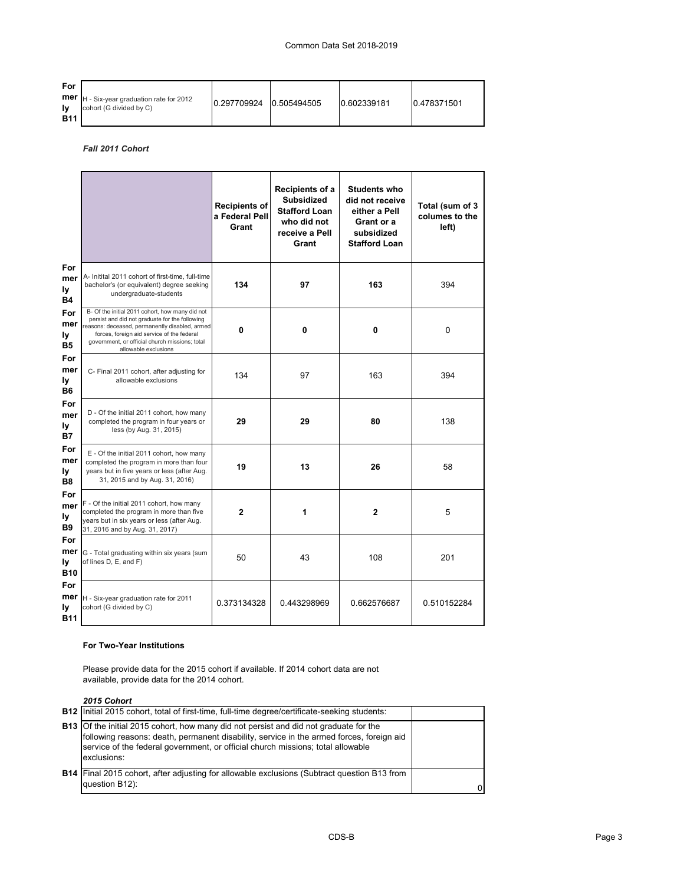| | | | | | |
|---|---|---|---|---|---|
| Formerly B11 | H - Six-year graduation rate for 2012 cohort (G divided by C) | 0.297709924 | 0.505494505 | 0.602339181 | 0.478371501 |

*Fall 2011 Cohort*

| | | Recipients of a Federal Pell Grant | Recipients of a Subsidized Stafford Loan who did not receive a Pell Grant | Students who did not receive either a Pell Grant or a subsidized Stafford Loan | Total (sum of 3 columes to the left) |
|---|---|---|---|---|---|
| Formerly B4 | A- Initital 2011 cohort of first-time, full-time bachelor's (or equivalent) degree seeking undergraduate-students | **134** | **97** | **163** | 394 |
| Formerly B5 | B- Of the initial 2011 cohort, how many did not persist and did not graduate for the following reasons: deceased, permanently disabled, armed forces, foreign aid service of the federal government, or official church missions; total allowable exclusions | **0** | **0** | **0** | 0 |
| Formerly B6 | C- Final 2011 cohort, after adjusting for allowable exclusions | 134 | 97 | 163 | 394 |
| Formerly B7 | D - Of the initial 2011 cohort, how many completed the program in four years or less (by Aug. 31, 2015) | **29** | **29** | **80** | 138 |
| Formerly B8 | E - Of the initial 2011 cohort, how many completed the program in more than four years but in five years or less (after Aug. 31, 2015 and by Aug. 31, 2016) | **19** | **13** | **26** | 58 |
| Formerly B9 | F - Of the initial 2011 cohort, how many completed the program in more than five years but in six years or less (after Aug. 31, 2016 and by Aug. 31, 2017) | **2** | **1** | **2** | 5 |
| Formerly B10 | G - Total graduating within six years (sum of lines D, E, and F) | 50 | 43 | 108 | 201 |
| Formerly B11 | H - Six-year graduation rate for 2011 cohort (G divided by C) | 0.373134328 | 0.443298969 | 0.662576687 | 0.510152284 |

**For Two-Year Institutions**

Please provide data for the 2015 cohort if available. If 2014 cohort data are not available, provide data for the 2014 cohort.

*2015 Cohort*

| | | |
|---|---|---|
| B12 | Initial 2015 cohort, total of first-time, full-time degree/certificate-seeking students: | |
| B13 | Of the initial 2015 cohort, how many did not persist and did not graduate for the following reasons: death, permanent disability, service in the armed forces, foreign aid service of the federal government, or official church missions; total allowable exclusions: | |
| B14 | Final 2015 cohort, after adjusting for allowable exclusions (Subtract question B13 from question B12): | 0 |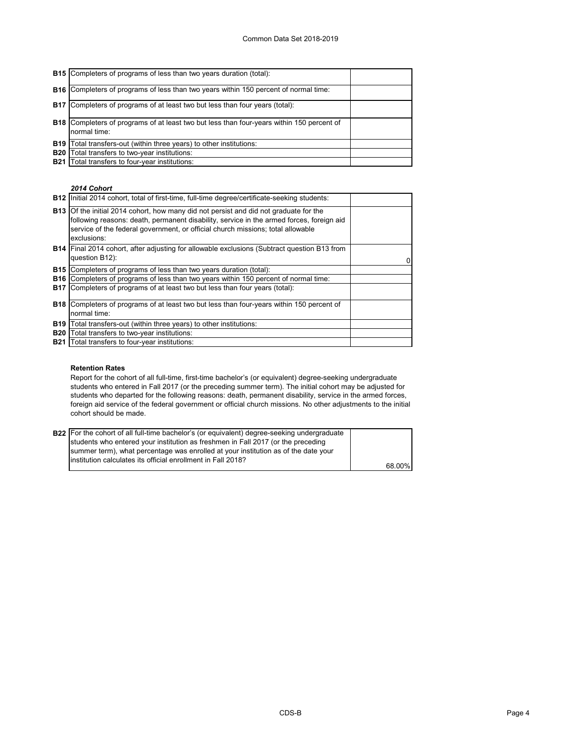| | | |
|---|---|---|
| **B15** | Completers of programs of less than two years duration (total): | |
| **B16** | Completers of programs of less than two years within 150 percent of normal time: | |
| **B17** | Completers of programs of at least two but less than four years (total): | |
| **B18** | Completers of programs of at least two but less than four-years within 150 percent of normal time: | |
| **B19** | Total transfers-out (within three years) to other institutions: | |
| **B20** | Total transfers to two-year institutions: | |
| **B21** | Total transfers to four-year institutions: | |

### *2014 Cohort*

| | | |
|---|---|---|
| **B12** | Initial 2014 cohort, total of first-time, full-time degree/certificate-seeking students: | |
| **B13** | Of the initial 2014 cohort, how many did not persist and did not graduate for the following reasons: death, permanent disability, service in the armed forces, foreign aid service of the federal government, or official church missions; total allowable exclusions: | |
| **B14** | Final 2014 cohort, after adjusting for allowable exclusions (Subtract question B13 from question B12): | 0 |
| **B15** | Completers of programs of less than two years duration (total): | |
| **B16** | Completers of programs of less than two years within 150 percent of normal time: | |
| **B17** | Completers of programs of at least two but less than four years (total): | |
| **B18** | Completers of programs of at least two but less than four-years within 150 percent of normal time: | |
| **B19** | Total transfers-out (within three years) to other institutions: | |
| **B20** | Total transfers to two-year institutions: | |
| **B21** | Total transfers to four-year institutions: | |

### Retention Rates

Report for the cohort of all full-time, first-time bachelor's (or equivalent) degree-seeking undergraduate students who entered in Fall 2017 (or the preceding summer term). The initial cohort may be adjusted for students who departed for the following reasons: death, permanent disability, service in the armed forces, foreign aid service of the federal government or official church missions. No other adjustments to the initial cohort should be made.

| | | |
|---|---|---|
| **B22** | For the cohort of all full-time bachelor's (or equivalent) degree-seeking undergraduate students who entered your institution as freshmen in Fall 2017 (or the preceding summer term), what percentage was enrolled at your institution as of the date your institution calculates its official enrollment in Fall 2018? | 68.00% |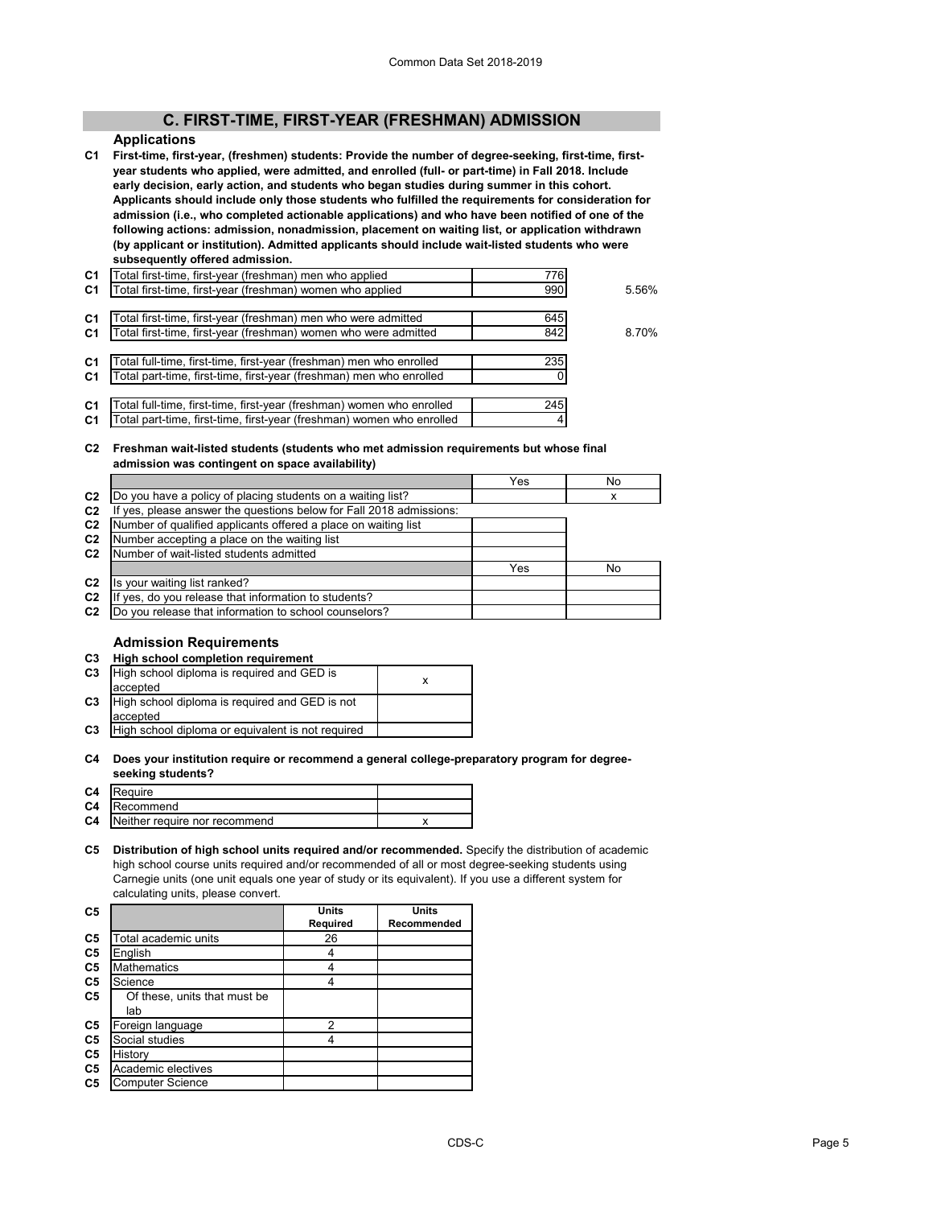## C. FIRST-TIME, FIRST-YEAR (FRESHMAN) ADMISSION

### Applications

**C1 First-time, first-year, (freshmen) students: Provide the number of degree-seeking, first-time, first-year students who applied, were admitted, and enrolled (full- or part-time) in Fall 2018. Include early decision, early action, and students who began studies during summer in this cohort. Applicants should include only those students who fulfilled the requirements for consideration for admission (i.e., who completed actionable applications) and who have been notified of one of the following actions: admission, nonadmission, placement on waiting list, or application withdrawn (by applicant or institution). Admitted applicants should include wait-listed students who were subsequently offered admission.**

| | | | |
|---|---|---|---|
| C1 | Total first-time, first-year (freshman) men who applied | 776 | |
| C1 | Total first-time, first-year (freshman) women who applied | 990 | 5.56% |
| C1 | Total first-time, first-year (freshman) men who were admitted | 645 | |
| C1 | Total first-time, first-year (freshman) women who were admitted | 842 | 8.70% |
| C1 | Total full-time, first-time, first-year (freshman) men who enrolled | 235 | |
| C1 | Total part-time, first-time, first-year (freshman) men who enrolled | 0 | |
| C1 | Total full-time, first-time, first-year (freshman) women who enrolled | 245 | |
| C1 | Total part-time, first-time, first-year (freshman) women who enrolled | 4 | |

**C2 Freshman wait-listed students (students who met admission requirements but whose final admission was contingent on space availability)**

| | | Yes | No |
|---|---|---|---|
| C2 | Do you have a policy of placing students on a waiting list? | | x |
| C2 | If yes, please answer the questions below for Fall 2018 admissions: | | |
| C2 | Number of qualified applicants offered a place on waiting list | | |
| C2 | Number accepting a place on the waiting list | | |
| C2 | Number of wait-listed students admitted | | |
| | | Yes | No |
| C2 | Is your waiting list ranked? | | |
| C2 | If yes, do you release that information to students? | | |
| C2 | Do you release that information to school counselors? | | |

### Admission Requirements

**C3 High school completion requirement**

| | | |
|---|---|---|
| C3 | High school diploma is required and GED is accepted | x |
| C3 | High school diploma is required and GED is not accepted | |
| C3 | High school diploma or equivalent is not required | |

**C4 Does your institution require or recommend a general college-preparatory program for degree-seeking students?**

| | | |
|---|---|---|
| C4 | Require | |
| C4 | Recommend | |
| C4 | Neither require nor recommend | x |

**C5 Distribution of high school units required and/or recommended.** Specify the distribution of academic high school course units required and/or recommended of all or most degree-seeking students using Carnegie units (one unit equals one year of study or its equivalent). If you use a different system for calculating units, please convert.

| C5 | | Units Required | Units Recommended |
|---|---|---|---|
| C5 | Total academic units | 26 | |
| C5 | English | 4 | |
| C5 | Mathematics | 4 | |
| C5 | Science | 4 | |
| C5 | Of these, units that must be lab | | |
| C5 | Foreign language | 2 | |
| C5 | Social studies | 4 | |
| C5 | History | | |
| C5 | Academic electives | | |
| C5 | Computer Science | | |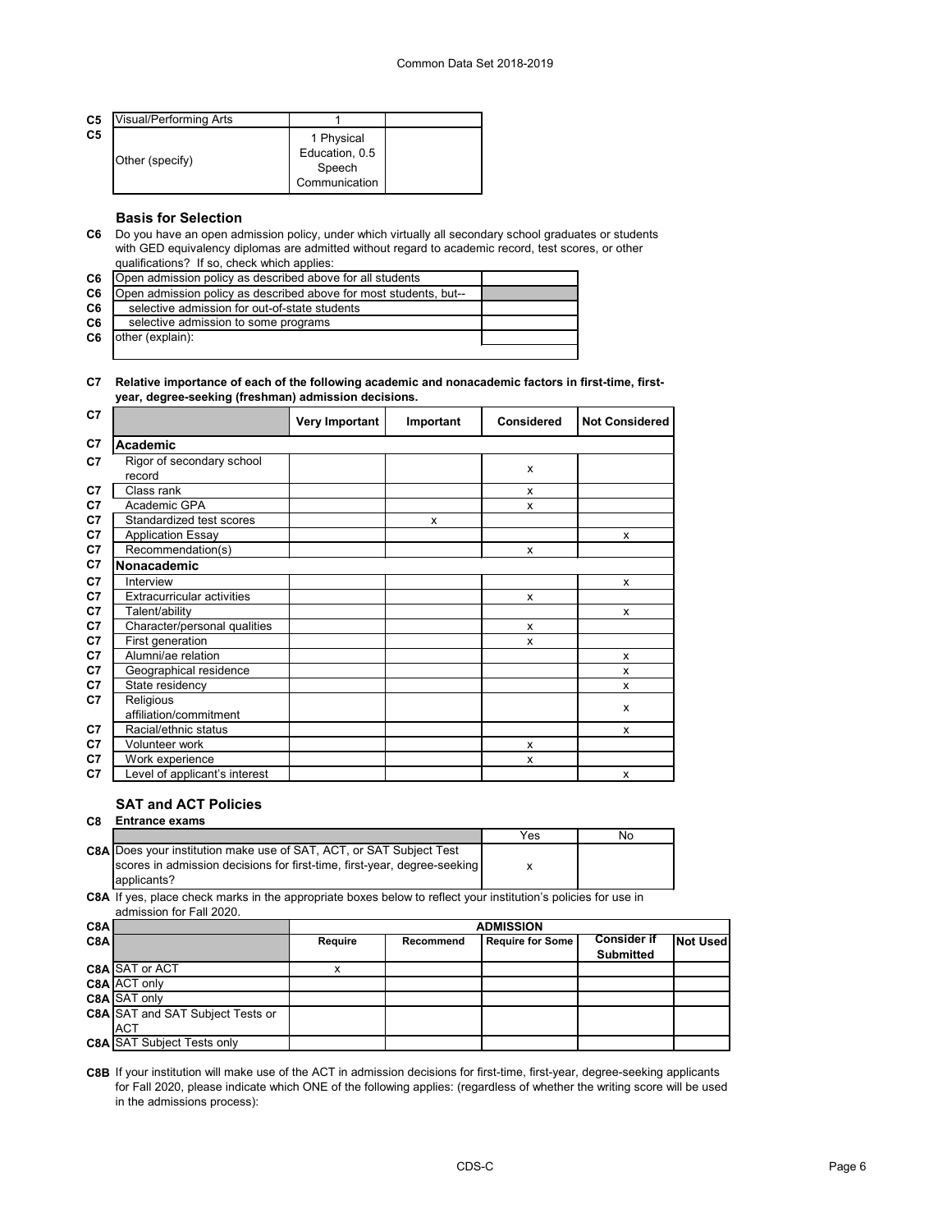| | | | |
|---|---|---|---|
| C5 | Visual/Performing Arts | 1 | |
| C5 | Other (specify) | 1 Physical Education, 0.5 Speech Communication | |

### Basis for Selection

**C6** Do you have an open admission policy, under which virtually all secondary school graduates or students with GED equivalency diplomas are admitted without regard to academic record, test scores, or other qualifications? If so, check which applies:

| | | |
|---|---|---|
| C6 | Open admission policy as described above for all students | |
| C6 | Open admission policy as described above for most students, but-- | |
| C6 | selective admission for out-of-state students | |
| C6 | selective admission to some programs | |
| C6 | other (explain): | |

**C7 Relative importance of each of the following academic and nonacademic factors in first-time, first-year, degree-seeking (freshman) admission decisions.**

| C7 | | Very Important | Important | Considered | Not Considered |
|---|---|---|---|---|---|
| C7 | **Academic** | | | | |
| C7 | Rigor of secondary school record | | | x | |
| C7 | Class rank | | | x | |
| C7 | Academic GPA | | | x | |
| C7 | Standardized test scores | | x | | |
| C7 | Application Essay | | | | x |
| C7 | Recommendation(s) | | | x | |
| C7 | **Nonacademic** | | | | |
| C7 | Interview | | | | x |
| C7 | Extracurricular activities | | | x | |
| C7 | Talent/ability | | | | x |
| C7 | Character/personal qualities | | | x | |
| C7 | First generation | | | x | |
| C7 | Alumni/ae relation | | | | x |
| C7 | Geographical residence | | | | x |
| C7 | State residency | | | | x |
| C7 | Religious affiliation/commitment | | | | x |
| C7 | Racial/ethnic status | | | | x |
| C7 | Volunteer work | | | x | |
| C7 | Work experience | | | x | |
| C7 | Level of applicant's interest | | | | x |

### SAT and ACT Policies

**C8 Entrance exams**

| | | Yes | No |
|---|---|---|---|
| C8A | Does your institution make use of SAT, ACT, or SAT Subject Test scores in admission decisions for first-time, first-year, degree-seeking applicants? | x | |

**C8A** If yes, place check marks in the appropriate boxes below to reflect your institution's policies for use in admission for Fall 2020.

| C8A | | ADMISSION | | | | |
|---|---|---|---|---|---|---|
| C8A | | Require | Recommend | Require for Some | Consider if Submitted | Not Used |
| C8A | SAT or ACT | x | | | | |
| C8A | ACT only | | | | | |
| C8A | SAT only | | | | | |
| C8A | SAT and SAT Subject Tests or ACT | | | | | |
| C8A | SAT Subject Tests only | | | | | |

**C8B** If your institution will make use of the ACT in admission decisions for first-time, first-year, degree-seeking applicants for Fall 2020, please indicate which ONE of the following applies: (regardless of whether the writing score will be used in the admissions process):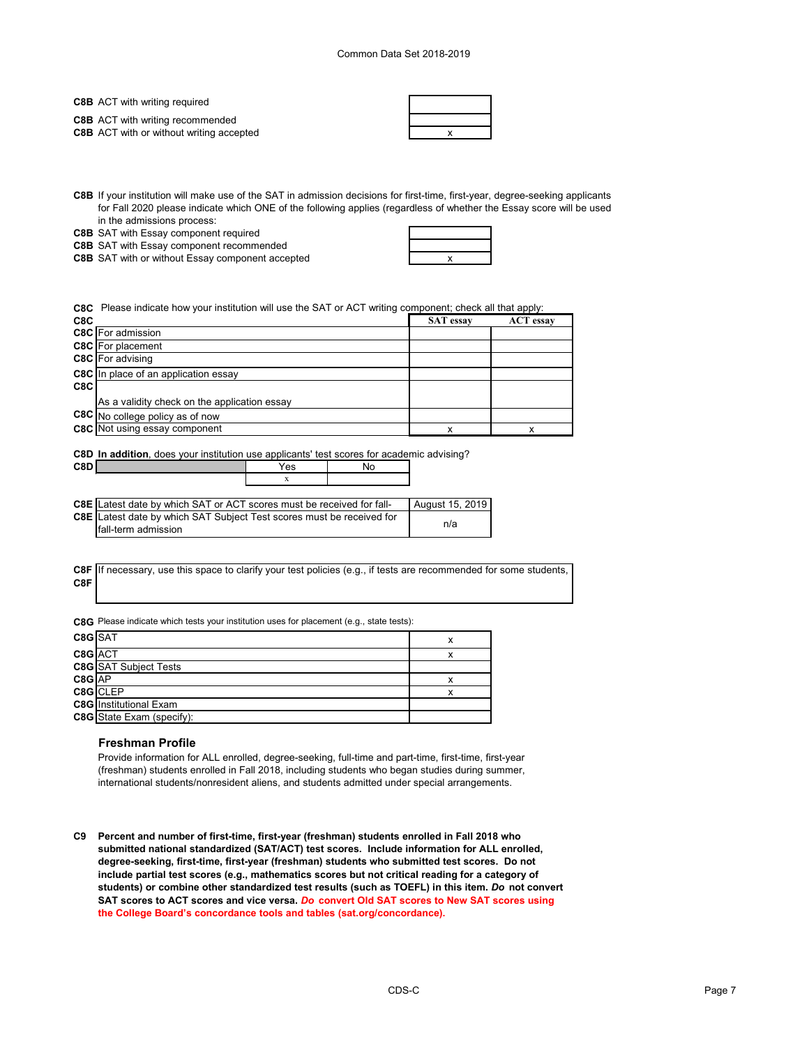| | |
|---|---|
| **C8B** ACT with writing required | |
| **C8B** ACT with writing recommended | |
| **C8B** ACT with or without writing accepted | x |

**C8B** If your institution will make use of the SAT in admission decisions for first-time, first-year, degree-seeking applicants for Fall 2020 please indicate which ONE of the following applies (regardless of whether the Essay score will be used in the admissions process:

| | |
|---|---|
| **C8B** SAT with Essay component required | |
| **C8B** SAT with Essay component recommended | |
| **C8B** SAT with or without Essay component accepted | x |

**C8C** Please indicate how your institution will use the SAT or ACT writing component; check all that apply:

| **C8C** | SAT essay | ACT essay |
|---|---|---|
| **C8C** For admission | | |
| **C8C** For placement | | |
| **C8C** For advising | | |
| **C8C** In place of an application essay | | |
| **C8C** As a validity check on the application essay | | |
| **C8C** No college policy as of now | | |
| **C8C** Not using essay component | x | x |

**C8D** **In addition**, does your institution use applicants' test scores for academic advising?

| **C8D** | Yes | No |
|---|---|---|
| | x | |

| | |
|---|---|
| **C8E** Latest date by which SAT or ACT scores must be received for fall- | August 15, 2019 |
| **C8E** Latest date by which SAT Subject Test scores must be received for fall-term admission | n/a |

**C8F** If necessary, use this space to clarify your test policies (e.g., if tests are recommended for some students,
**C8F**

**C8G** Please indicate which tests your institution uses for placement (e.g., state tests):

| | |
|---|---|
| **C8G** SAT | x |
| **C8G** ACT | x |
| **C8G** SAT Subject Tests | |
| **C8G** AP | x |
| **C8G** CLEP | x |
| **C8G** Institutional Exam | |
| **C8G** State Exam (specify): | |

### Freshman Profile

Provide information for ALL enrolled, degree-seeking, full-time and part-time, first-time, first-year (freshman) students enrolled in Fall 2018, including students who began studies during summer, international students/nonresident aliens, and students admitted under special arrangements.

**C9** **Percent and number of first-time, first-year (freshman) students enrolled in Fall 2018 who submitted national standardized (SAT/ACT) test scores. Include information for ALL enrolled, degree-seeking, first-time, first-year (freshman) students who submitted test scores. Do not include partial test scores (e.g., mathematics scores but not critical reading for a category of students) or combine other standardized test results (such as TOEFL) in this item. *Do* not convert SAT scores to ACT scores and vice versa. *Do* convert Old SAT scores to New SAT scores using the College Board's concordance tools and tables (sat.org/concordance).**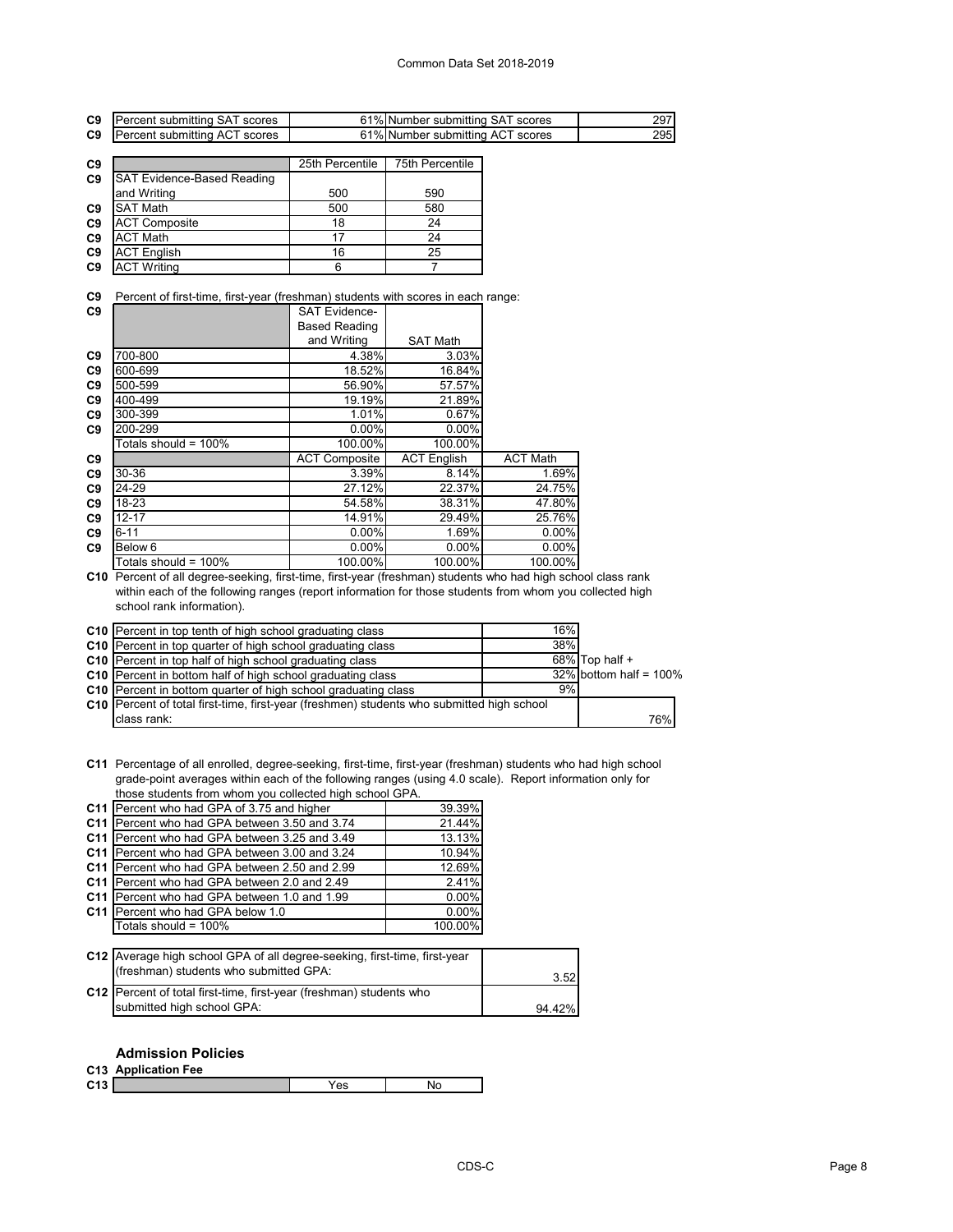| | | | | |
|---|---|---|---|---|
| C9 | Percent submitting SAT scores | 61% | Number submitting SAT scores | 297 |
| C9 | Percent submitting ACT scores | 61% | Number submitting ACT scores | 295 |

| | | 25th Percentile | 75th Percentile |
|---|---|---|---|
| C9 | SAT Evidence-Based Reading and Writing | 500 | 590 |
| C9 | SAT Math | 500 | 580 |
| C9 | ACT Composite | 18 | 24 |
| C9 | ACT Math | 17 | 24 |
| C9 | ACT English | 16 | 25 |
| C9 | ACT Writing | 6 | 7 |

C9 Percent of first-time, first-year (freshman) students with scores in each range:

| | | SAT Evidence-Based Reading and Writing | SAT Math |
|---|---|---|---|
| C9 | 700-800 | 4.38% | 3.03% |
| C9 | 600-699 | 18.52% | 16.84% |
| C9 | 500-599 | 56.90% | 57.57% |
| C9 | 400-499 | 19.19% | 21.89% |
| C9 | 300-399 | 1.01% | 0.67% |
| C9 | 200-299 | 0.00% | 0.00% |
| | Totals should = 100% | 100.00% | 100.00% |

| | | ACT Composite | ACT English | ACT Math |
|---|---|---|---|---|
| C9 | 30-36 | 3.39% | 8.14% | 1.69% |
| C9 | 24-29 | 27.12% | 22.37% | 24.75% |
| C9 | 18-23 | 54.58% | 38.31% | 47.80% |
| C9 | 12-17 | 14.91% | 29.49% | 25.76% |
| C9 | 6-11 | 0.00% | 1.69% | 0.00% |
| C9 | Below 6 | 0.00% | 0.00% | 0.00% |
| | Totals should = 100% | 100.00% | 100.00% | 100.00% |

C10 Percent of all degree-seeking, first-time, first-year (freshman) students who had high school class rank within each of the following ranges (report information for those students from whom you collected high school rank information).

| | | | |
|---|---|---|---|
| C10 | Percent in top tenth of high school graduating class | 16% | |
| C10 | Percent in top quarter of high school graduating class | 38% | |
| C10 | Percent in top half of high school graduating class | 68% | Top half + |
| C10 | Percent in bottom half of high school graduating class | 32% | bottom half = 100% |
| C10 | Percent in bottom quarter of high school graduating class | 9% | |
| C10 | Percent of total first-time, first-year (freshmen) students who submitted high school class rank: | | 76% |

C11 Percentage of all enrolled, degree-seeking, first-time, first-year (freshman) students who had high school grade-point averages within each of the following ranges (using 4.0 scale). Report information only for those students from whom you collected high school GPA.

| | | |
|---|---|---|
| C11 | Percent who had GPA of 3.75 and higher | 39.39% |
| C11 | Percent who had GPA between 3.50 and 3.74 | 21.44% |
| C11 | Percent who had GPA between 3.25 and 3.49 | 13.13% |
| C11 | Percent who had GPA between 3.00 and 3.24 | 10.94% |
| C11 | Percent who had GPA between 2.50 and 2.99 | 12.69% |
| C11 | Percent who had GPA between 2.0 and 2.49 | 2.41% |
| C11 | Percent who had GPA between 1.0 and 1.99 | 0.00% |
| C11 | Percent who had GPA below 1.0 | 0.00% |
| | Totals should = 100% | 100.00% |

| | | |
|---|---|---|
| C12 | Average high school GPA of all degree-seeking, first-time, first-year (freshman) students who submitted GPA: | 3.52 |
| C12 | Percent of total first-time, first-year (freshman) students who submitted high school GPA: | 94.42% |

## Admission Policies

### C13 Application Fee

| | | Yes | No |
|---|---|---|---|
| C13 | | | |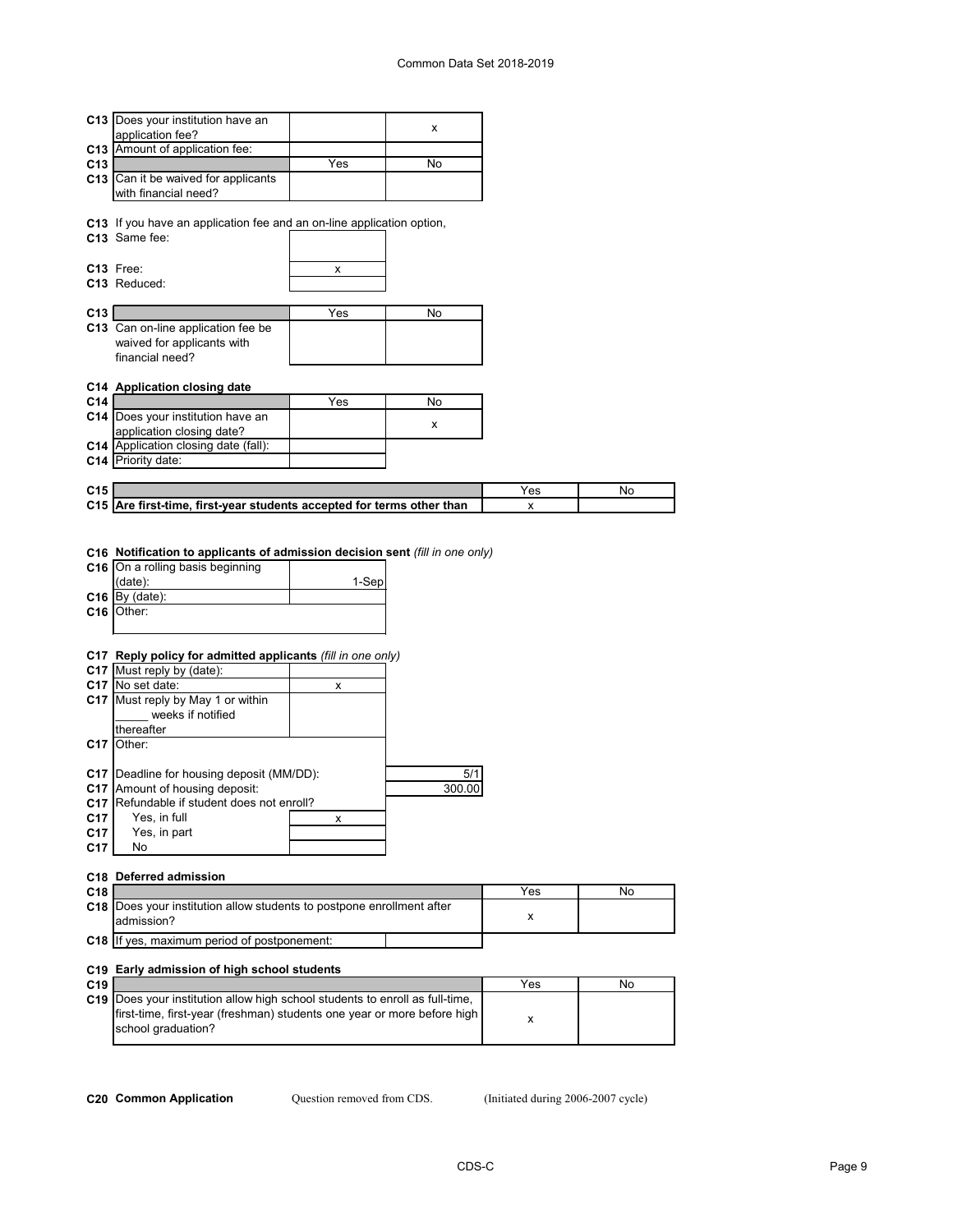| | | | |
|---|---|---|---|
| C13 | Does your institution have an application fee? | | x |
| C13 | Amount of application fee: | | |
| C13 | | Yes | No |
| C13 | Can it be waived for applicants with financial need? | | |

C13 If you have an application fee and an on-line application option,

| | | |
|---|---|---|
| C13 | Same fee: | |
| C13 | Free: | x |
| C13 | Reduced: | |

| | | | |
|---|---|---|---|
| C13 | | Yes | No |
| C13 | Can on-line application fee be waived for applicants with financial need? | | |

**C14 Application closing date**

| | | | |
|---|---|---|---|
| C14 | | Yes | No |
| C14 | Does your institution have an application closing date? | | x |
| C14 | Application closing date (fall): | | |
| C14 | Priority date: | | |

| | | | |
|---|---|---|---|
| C15 | | Yes | No |
| C15 | **Are first-time, first-year students accepted for terms other than** | x | |

**C16 Notification to applicants of admission decision sent** *(fill in one only)*

| | | |
|---|---|---|
| C16 | On a rolling basis beginning (date): | 1-Sep |
| C16 | By (date): | |
| C16 | Other: | |

**C17 Reply policy for admitted applicants** *(fill in one only)*

| | | |
|---|---|---|
| C17 | Must reply by (date): | |
| C17 | No set date: | x |
| C17 | Must reply by May 1 or within _____ weeks if notified thereafter | |
| C17 | Other: | |

| | | |
|---|---|---|
| C17 | Deadline for housing deposit (MM/DD): | 5/1 |
| C17 | Amount of housing deposit: | 300.00 |
| C17 | Refundable if student does not enroll? | |
| C17 | Yes, in full | x |
| C17 | Yes, in part | |
| C17 | No | |

**C18 Deferred admission**

| | | | |
|---|---|---|---|
| C18 | | Yes | No |
| C18 | Does your institution allow students to postpone enrollment after admission? | x | |
| C18 | If yes, maximum period of postponement: | | |

**C19 Early admission of high school students**

| | | | |
|---|---|---|---|
| C19 | | Yes | No |
| C19 | Does your institution allow high school students to enroll as full-time, first-time, first-year (freshman) students one year or more before high school graduation? | x | |

**C20 Common Application** Question removed from CDS. (Initiated during 2006-2007 cycle)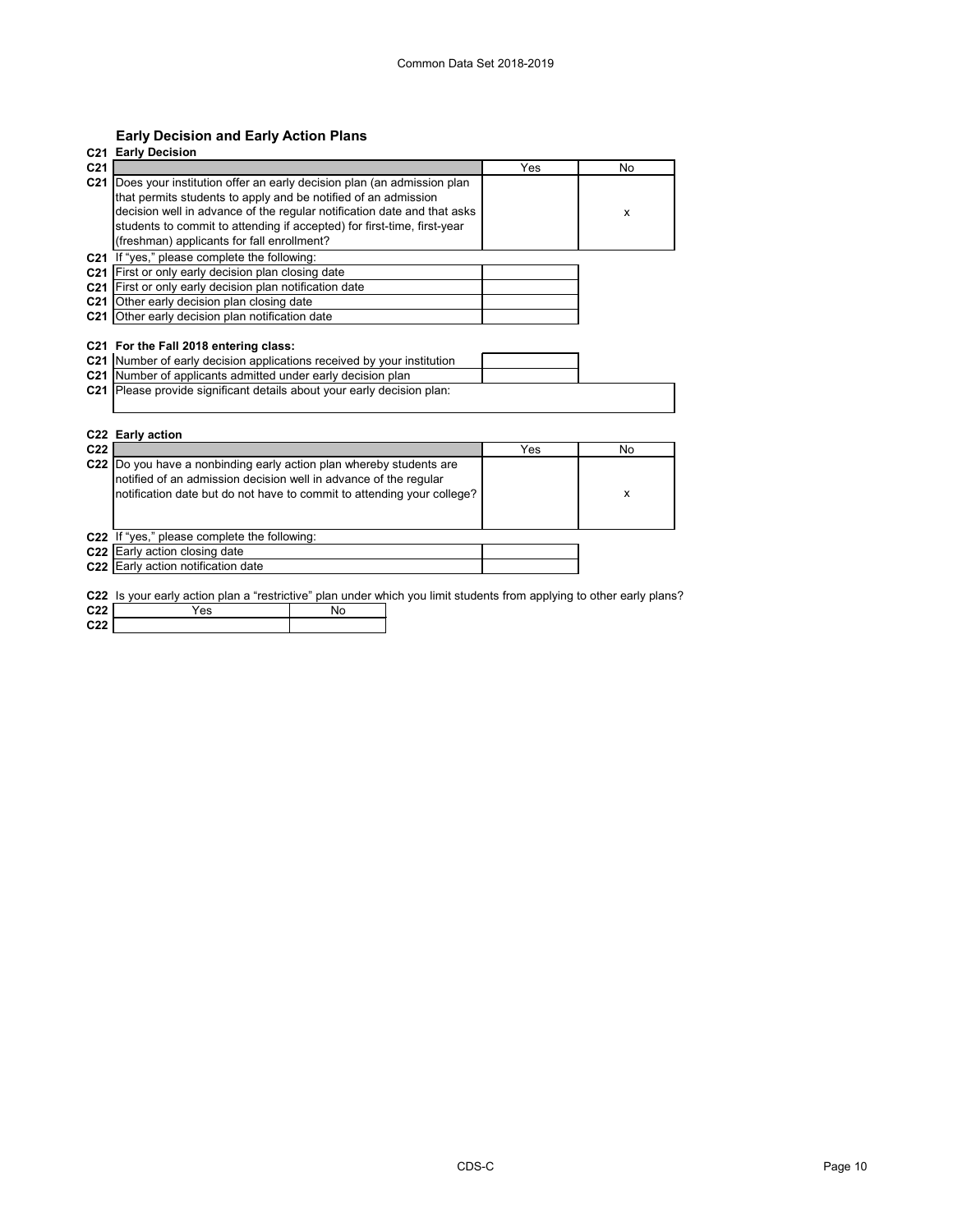## Early Decision and Early Action Plans

**C21 Early Decision**

| | | Yes | No |
|---|---|---|---|
| C21 | Does your institution offer an early decision plan (an admission plan that permits students to apply and be notified of an admission decision well in advance of the regular notification date and that asks students to commit to attending if accepted) for first-time, first-year (freshman) applicants for fall enrollment? | | x |

C21 If "yes," please complete the following:

| | | |
|---|---|---|
| C21 | First or only early decision plan closing date | |
| C21 | First or only early decision plan notification date | |
| C21 | Other early decision plan closing date | |
| C21 | Other early decision plan notification date | |

**C21 For the Fall 2018 entering class:**

| | | |
|---|---|---|
| C21 | Number of early decision applications received by your institution | |
| C21 | Number of applicants admitted under early decision plan | |
| C21 | Please provide significant details about your early decision plan: | |

**C22 Early action**

| | | Yes | No |
|---|---|---|---|
| C22 | Do you have a nonbinding early action plan whereby students are notified of an admission decision well in advance of the regular notification date but do not have to commit to attending your college? | | x |

C22 If "yes," please complete the following:

| | | |
|---|---|---|
| C22 | Early action closing date | |
| C22 | Early action notification date | |

C22 Is your early action plan a "restrictive" plan under which you limit students from applying to other early plans?

| | Yes | No |
|---|---|---|
| C22 | | |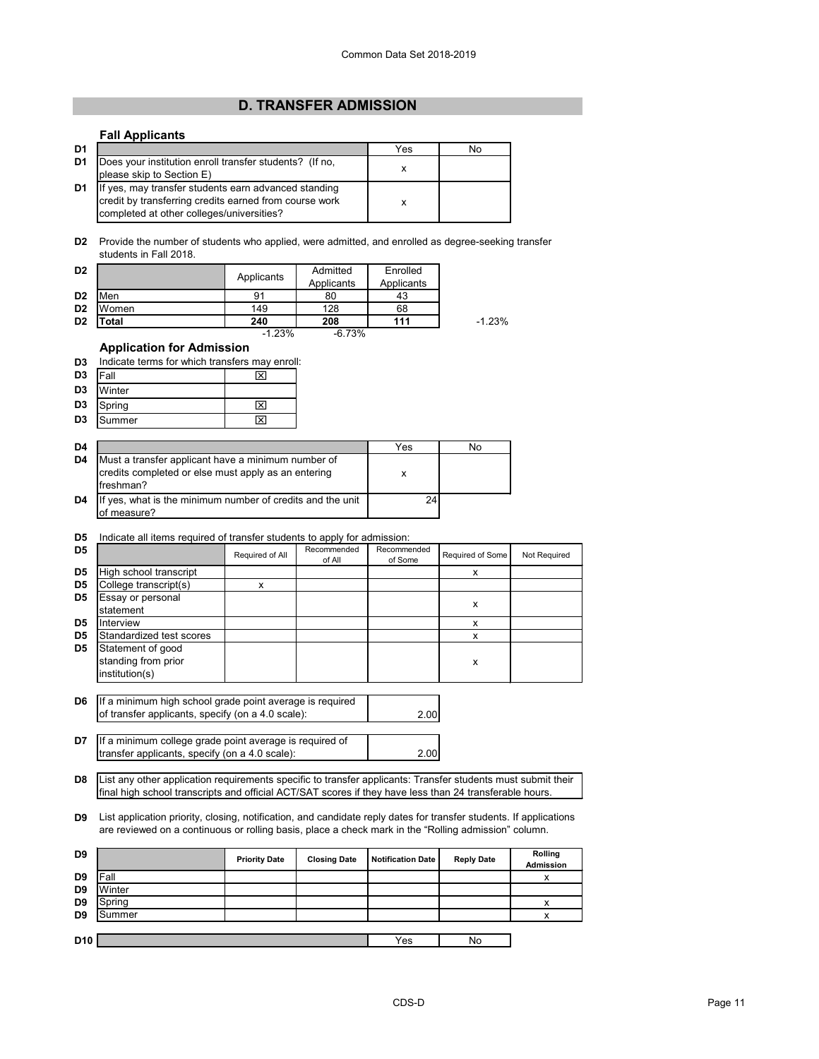# D. TRANSFER ADMISSION

### Fall Applicants

| D1 | | Yes | No |
|---|---|---|---|
| D1 | Does your institution enroll transfer students? (If no, please skip to Section E) | x | |
| D1 | If yes, may transfer students earn advanced standing credit by transferring credits earned from course work completed at other colleges/universities? | x | |

**D2** Provide the number of students who applied, were admitted, and enrolled as degree-seeking transfer students in Fall 2018.

| D2 | | Applicants | Admitted Applicants | Enrolled Applicants | |
|---|---|---|---|---|---|
| D2 | Men | 91 | 80 | 43 | |
| D2 | Women | 149 | 128 | 68 | |
| D2 | **Total** | **240** | **208** | **111** | -1.23% |
| | | -1.23% | -6.73% | | |

### Application for Admission

**D3** Indicate terms for which transfers may enroll:

| D3 | Term | |
|---|---|---|
| D3 | Fall | ☒ |
| D3 | Winter | |
| D3 | Spring | ☒ |
| D3 | Summer | ☒ |

| D4 | | Yes | No |
|---|---|---|---|
| D4 | Must a transfer applicant have a minimum number of credits completed or else must apply as an entering freshman? | x | |
| D4 | If yes, what is the minimum number of credits and the unit of measure? | 24 | |

**D5** Indicate all items required of transfer students to apply for admission:

| D5 | | Required of All | Recommended of All | Recommended of Some | Required of Some | Not Required |
|---|---|---|---|---|---|---|
| D5 | High school transcript | | | | x | |
| D5 | College transcript(s) | x | | | | |
| D5 | Essay or personal statement | | | | x | |
| D5 | Interview | | | | x | |
| D5 | Standardized test scores | | | | x | |
| D5 | Statement of good standing from prior institution(s) | | | | x | |

**D6** If a minimum high school grade point average is required of transfer applicants, specify (on a 4.0 scale): 2.00

**D7** If a minimum college grade point average is required of transfer applicants, specify (on a 4.0 scale): 2.00

**D8** List any other application requirements specific to transfer applicants: Transfer students must submit their final high school transcripts and official ACT/SAT scores if they have less than 24 transferable hours.

**D9** List application priority, closing, notification, and candidate reply dates for transfer students. If applications are reviewed on a continuous or rolling basis, place a check mark in the "Rolling admission" column.

| D9 | | Priority Date | Closing Date | Notification Date | Reply Date | Rolling Admission |
|---|---|---|---|---|---|---|
| D9 | Fall | | | | | x |
| D9 | Winter | | | | | |
| D9 | Spring | | | | | x |
| D9 | Summer | | | | | x |

| D10 | | Yes | No |
|---|---|---|---|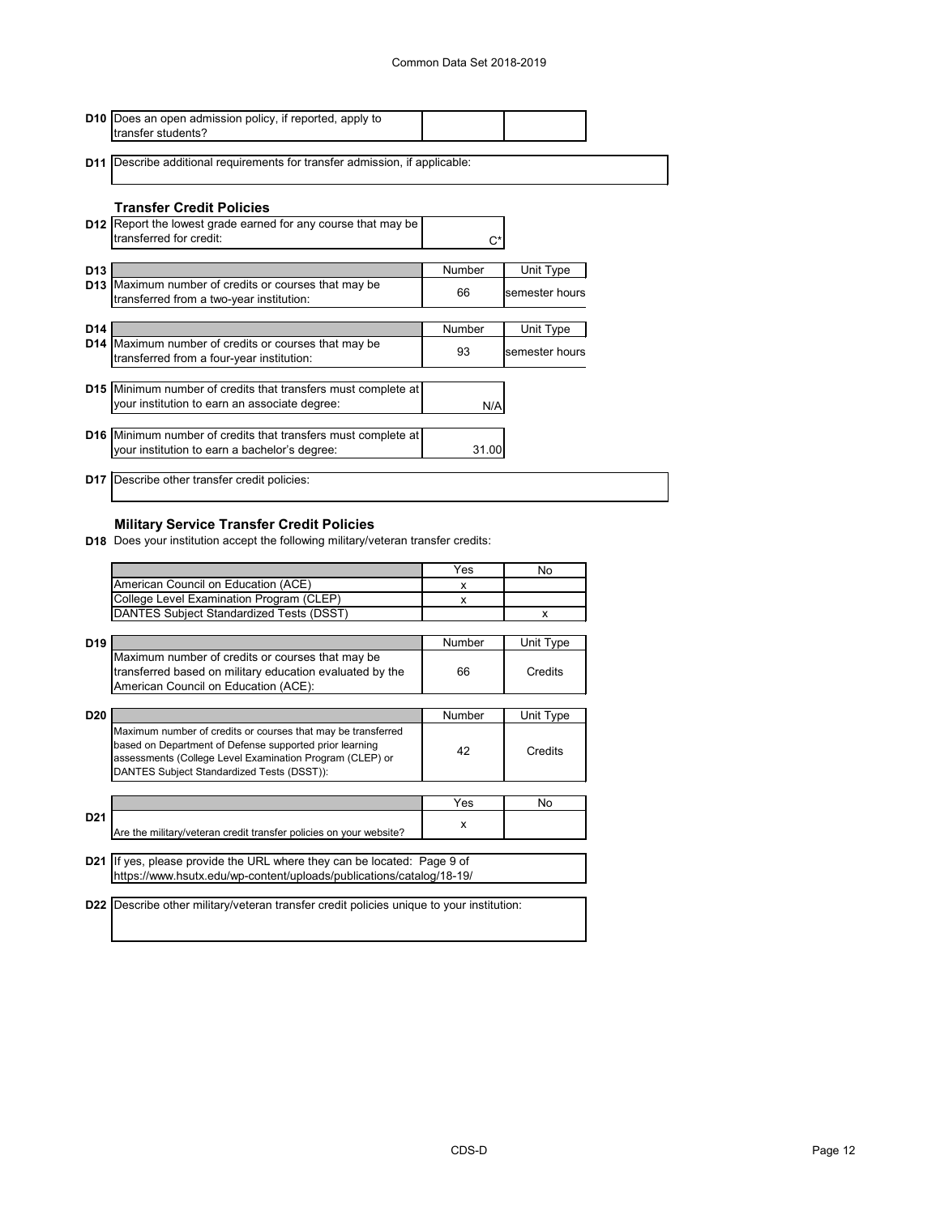| | | | |
|---|---|---|---|
| D10 | Does an open admission policy, if reported, apply to transfer students? | | |

| | |
|---|---|
| D11 | Describe additional requirements for transfer admission, if applicable: |

### Transfer Credit Policies

| | | |
|---|---|---|
| D12 | Report the lowest grade earned for any course that may be transferred for credit: | C* |

| | | Number | Unit Type |
|---|---|---|---|
| D13 | Maximum number of credits or courses that may be transferred from a two-year institution: | 66 | semester hours |

| | | Number | Unit Type |
|---|---|---|---|
| D14 | Maximum number of credits or courses that may be transferred from a four-year institution: | 93 | semester hours |

| | | |
|---|---|---|
| D15 | Minimum number of credits that transfers must complete at your institution to earn an associate degree: | N/A |
| D16 | Minimum number of credits that transfers must complete at your institution to earn a bachelor's degree: | 31.00 |

| | |
|---|---|
| D17 | Describe other transfer credit policies: |

### Military Service Transfer Credit Policies

**D18** Does your institution accept the following military/veteran transfer credits:

| | Yes | No |
|---|---|---|
| American Council on Education (ACE) | x | |
| College Level Examination Program (CLEP) | x | |
| DANTES Subject Standardized Tests (DSST) | | x |

| | | Number | Unit Type |
|---|---|---|---|
| D19 | Maximum number of credits or courses that may be transferred based on military education evaluated by the American Council on Education (ACE): | 66 | Credits |

| | | Number | Unit Type |
|---|---|---|---|
| D20 | Maximum number of credits or courses that may be transferred based on Department of Defense supported prior learning assessments (College Level Examination Program (CLEP) or DANTES Subject Standardized Tests (DSST)): | 42 | Credits |

| | | Yes | No |
|---|---|---|---|
| D21 | Are the military/veteran credit transfer policies on your website? | x | |

| | |
|---|---|
| D21 | If yes, please provide the URL where they can be located: Page 9 of https://www.hsutx.edu/wp-content/uploads/publications/catalog/18-19/ |

| | |
|---|---|
| D22 | Describe other military/veteran transfer credit policies unique to your institution: |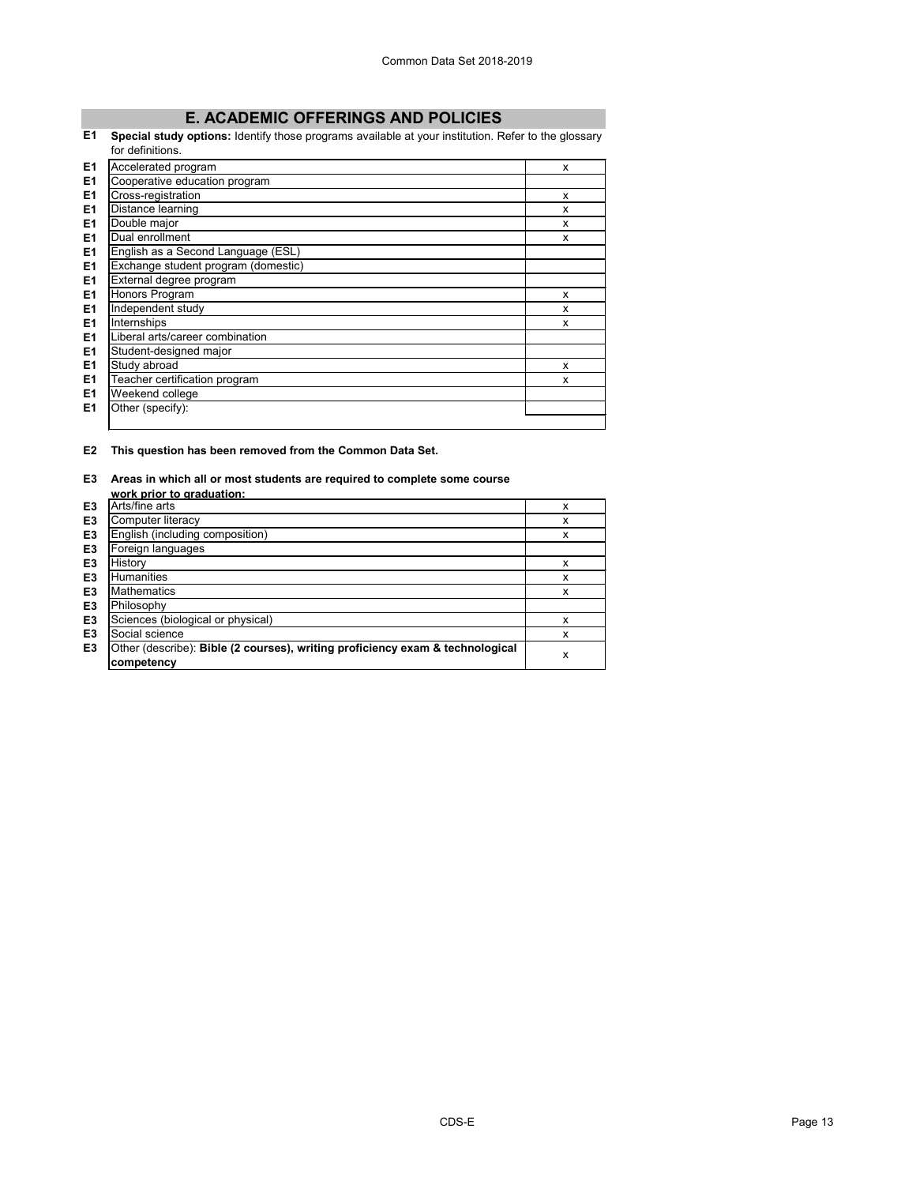## E. ACADEMIC OFFERINGS AND POLICIES

**E1 Special study options:** Identify those programs available at your institution. Refer to the glossary for definitions.

| | Program | |
|---|---|---|
| E1 | Accelerated program | x |
| E1 | Cooperative education program | |
| E1 | Cross-registration | x |
| E1 | Distance learning | x |
| E1 | Double major | x |
| E1 | Dual enrollment | x |
| E1 | English as a Second Language (ESL) | |
| E1 | Exchange student program (domestic) | |
| E1 | External degree program | |
| E1 | Honors Program | x |
| E1 | Independent study | x |
| E1 | Internships | x |
| E1 | Liberal arts/career combination | |
| E1 | Student-designed major | |
| E1 | Study abroad | x |
| E1 | Teacher certification program | x |
| E1 | Weekend college | |
| E1 | Other (specify): | |

**E2 This question has been removed from the Common Data Set.**

**E3 Areas in which all or most students are required to complete some course work prior to graduation:**

| | Area | |
|---|---|---|
| E3 | Arts/fine arts | x |
| E3 | Computer literacy | x |
| E3 | English (including composition) | x |
| E3 | Foreign languages | |
| E3 | History | x |
| E3 | Humanities | x |
| E3 | Mathematics | x |
| E3 | Philosophy | |
| E3 | Sciences (biological or physical) | x |
| E3 | Social science | x |
| E3 | Other (describe): **Bible (2 courses), writing proficiency exam & technological competency** | x |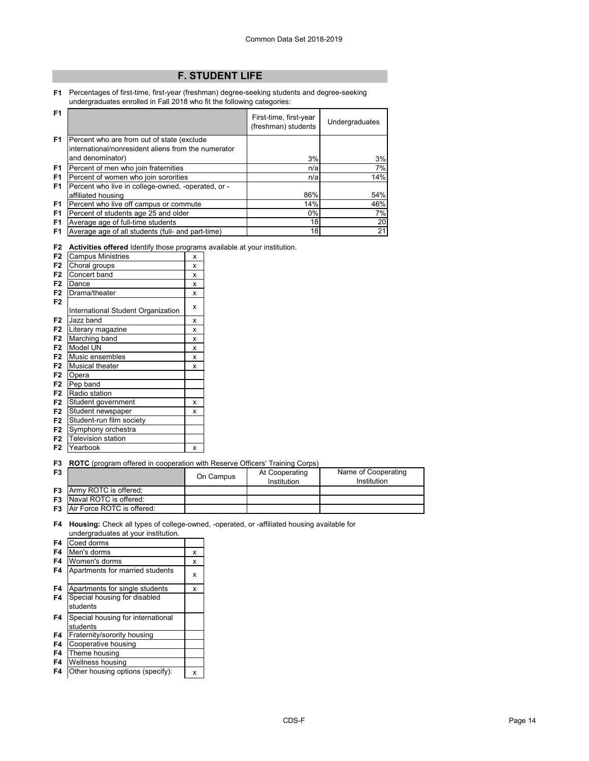## F. STUDENT LIFE

**F1** Percentages of first-time, first-year (freshman) degree-seeking students and degree-seeking undergraduates enrolled in Fall 2018 who fit the following categories:

| | First-time, first-year (freshman) students | Undergraduates |
|---|---|---|
| Percent who are from out of state (exclude international/nonresident aliens from the numerator and denominator) | 3% | 3% |
| Percent of men who join fraternities | n/a | 7% |
| Percent of women who join sororities | n/a | 14% |
| Percent who live in college-owned, -operated, or -affiliated housing | 86% | 54% |
| Percent who live off campus or commute | 14% | 46% |
| Percent of students age 25 and older | 0% | 7% |
| Average age of full-time students | 18 | 20 |
| Average age of all students (full- and part-time) | 18 | 21 |

**F2** **Activities offered** Identify those programs available at your institution.

| Activity | |
|---|---|
| Campus Ministries | x |
| Choral groups | x |
| Concert band | x |
| Dance | x |
| Drama/theater | x |
| International Student Organization | x |
| Jazz band | x |
| Literary magazine | x |
| Marching band | x |
| Model UN | x |
| Music ensembles | x |
| Musical theater | x |
| Opera | |
| Pep band | |
| Radio station | |
| Student government | x |
| Student newspaper | x |
| Student-run film society | |
| Symphony orchestra | |
| Television station | |
| Yearbook | x |

**F3** **ROTC** (program offered in cooperation with Reserve Officers' Training Corps)

| | On Campus | At Cooperating Institution | Name of Cooperating Institution |
|---|---|---|---|
| Army ROTC is offered: | | | |
| Naval ROTC is offered: | | | |
| Air Force ROTC is offered: | | | |

**F4** **Housing:** Check all types of college-owned, -operated, or -affiliated housing available for undergraduates at your institution.

| Housing type | |
|---|---|
| Coed dorms | |
| Men's dorms | x |
| Women's dorms | x |
| Apartments for married students | x |
| Apartments for single students | x |
| Special housing for disabled students | |
| Special housing for international students | |
| Fraternity/sorority housing | |
| Cooperative housing | |
| Theme housing | |
| Wellness housing | |
| Other housing options (specify): | x |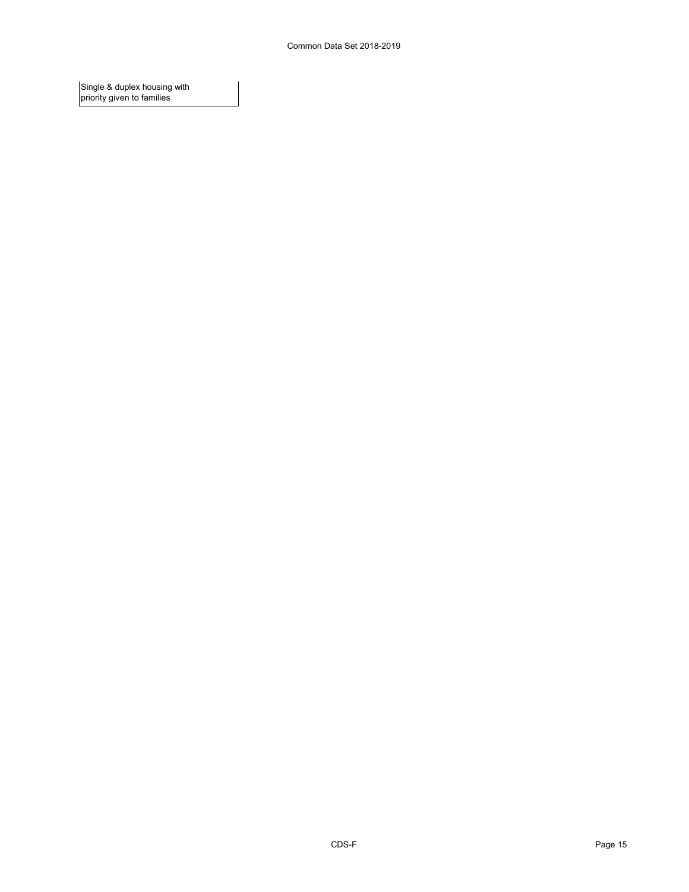| Single & duplex housing with priority given to families |
| --- |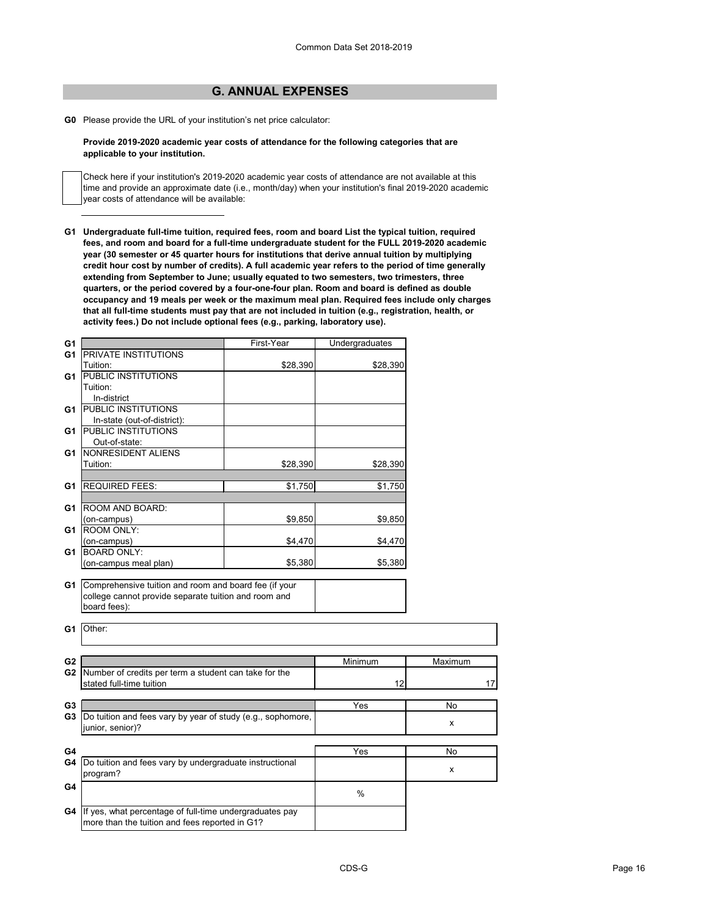## G. ANNUAL EXPENSES

**G0** Please provide the URL of your institution's net price calculator:

**Provide 2019-2020 academic year costs of attendance for the following categories that are applicable to your institution.**

☐ Check here if your institution's 2019-2020 academic year costs of attendance are not available at this time and provide an approximate date (i.e., month/day) when your institution's final 2019-2020 academic year costs of attendance will be available:

**G1 Undergraduate full-time tuition, required fees, room and board List the typical tuition, required fees, and room and board for a full-time undergraduate student for the FULL 2019-2020 academic year (30 semester or 45 quarter hours for institutions that derive annual tuition by multiplying credit hour cost by number of credits). A full academic year refers to the period of time generally extending from September to June; usually equated to two semesters, two trimesters, three quarters, or the period covered by a four-one-four plan. Room and board is defined as double occupancy and 19 meals per week or the maximum meal plan. Required fees include only charges that all full-time students must pay that are not included in tuition (e.g., registration, health, or activity fees.) Do not include optional fees (e.g., parking, laboratory use).**

| | | First-Year | Undergraduates |
|---|---|---|---|
| G1 | PRIVATE INSTITUTIONS Tuition: | $28,390 | $28,390 |
| G1 | PUBLIC INSTITUTIONS Tuition: In-district | | |
| G1 | PUBLIC INSTITUTIONS In-state (out-of-district): | | |
| G1 | PUBLIC INSTITUTIONS Out-of-state: | | |
| G1 | NONRESIDENT ALIENS Tuition: | $28,390 | $28,390 |
| G1 | REQUIRED FEES: | $1,750 | $1,750 |
| G1 | ROOM AND BOARD: (on-campus) | $9,850 | $9,850 |
| G1 | ROOM ONLY: (on-campus) | $4,470 | $4,470 |
| G1 | BOARD ONLY: (on-campus meal plan) | $5,380 | $5,380 |

| | | |
|---|---|---|
| G1 | Comprehensive tuition and room and board fee (if your college cannot provide separate tuition and room and board fees): | |

| | |
|---|---|
| G1 | Other: |

| | | Minimum | Maximum |
|---|---|---|---|
| G2 | Number of credits per term a student can take for the stated full-time tuition | 12 | 17 |

| | | Yes | No |
|---|---|---|---|
| G3 | Do tuition and fees vary by year of study (e.g., sophomore, junior, senior)? | | x |

| | | Yes | No |
|---|---|---|---|
| G4 | Do tuition and fees vary by undergraduate instructional program? | | x |
| G4 | | % | |
| G4 | If yes, what percentage of full-time undergraduates pay more than the tuition and fees reported in G1? | | |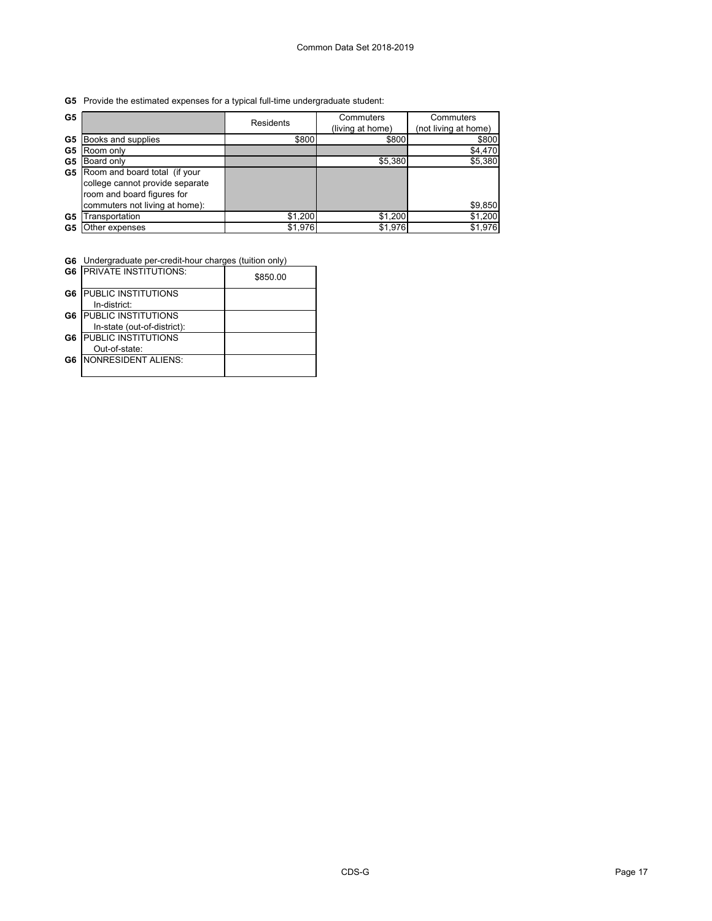**G5** Provide the estimated expenses for a typical full-time undergraduate student:

| G5 | | Residents | Commuters (living at home) | Commuters (not living at home) |
|---|---|---|---|---|
| G5 | Books and supplies | $800 | $800 | $800 |
| G5 | Room only | | | $4,470 |
| G5 | Board only | | $5,380 | $5,380 |
| G5 | Room and board total (if your college cannot provide separate room and board figures for commuters not living at home): | | | $9,850 |
| G5 | Transportation | $1,200 | $1,200 | $1,200 |
| G5 | Other expenses | $1,976 | $1,976 | $1,976 |

**G6** Undergraduate per-credit-hour charges (tuition only)

| G6 | | |
|---|---|---|
| G6 | PRIVATE INSTITUTIONS: | $850.00 |
| G6 | PUBLIC INSTITUTIONS In-district: | |
| G6 | PUBLIC INSTITUTIONS In-state (out-of-district): | |
| G6 | PUBLIC INSTITUTIONS Out-of-state: | |
| G6 | NONRESIDENT ALIENS: | |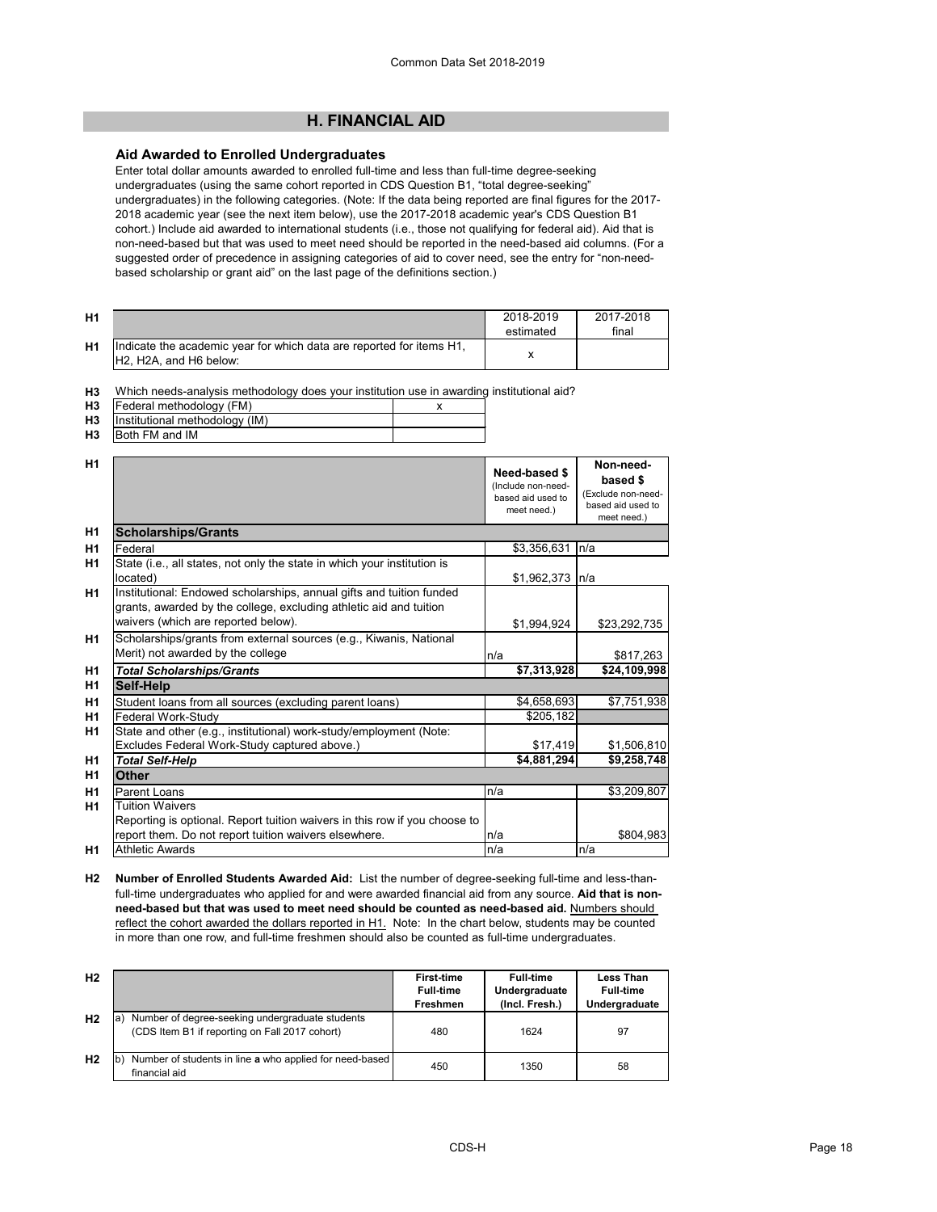## H. FINANCIAL AID

### Aid Awarded to Enrolled Undergraduates

Enter total dollar amounts awarded to enrolled full-time and less than full-time degree-seeking undergraduates (using the same cohort reported in CDS Question B1, "total degree-seeking" undergraduates) in the following categories. (Note: If the data being reported are final figures for the 2017-2018 academic year (see the next item below), use the 2017-2018 academic year's CDS Question B1 cohort.) Include aid awarded to international students (i.e., those not qualifying for federal aid). Aid that is non-need-based but that was used to meet need should be reported in the need-based aid columns. (For a suggested order of precedence in assigning categories of aid to cover need, see the entry for "non-need-based scholarship or grant aid" on the last page of the definitions section.)

| | | 2018-2019 estimated | 2017-2018 final |
|---|---|---|---|
| H1 | Indicate the academic year for which data are reported for items H1, H2, H2A, and H6 below: | x | |

**H3** Which needs-analysis methodology does your institution use in awarding institutional aid?

| | | |
|---|---|---|
| H3 | Federal methodology (FM) | x |
| H3 | Institutional methodology (IM) | |
| H3 | Both FM and IM | |

| | | Need-based $ (Include non-need-based aid used to meet need.) | Non-need-based $ (Exclude non-need-based aid used to meet need.) |
|---|---|---|---|
| H1 | **Scholarships/Grants** | | |
| H1 | Federal | $3,356,631 | n/a |
| H1 | State (i.e., all states, not only the state in which your institution is located) | $1,962,373 | n/a |
| H1 | Institutional: Endowed scholarships, annual gifts and tuition funded grants, awarded by the college, excluding athletic aid and tuition waivers (which are reported below). | $1,994,924 | $23,292,735 |
| H1 | Scholarships/grants from external sources (e.g., Kiwanis, National Merit) not awarded by the college | n/a | $817,263 |
| H1 | ***Total Scholarships/Grants*** | **$7,313,928** | **$24,109,998** |
| H1 | **Self-Help** | | |
| H1 | Student loans from all sources (excluding parent loans) | $4,658,693 | $7,751,938 |
| H1 | Federal Work-Study | $205,182 | |
| H1 | State and other (e.g., institutional) work-study/employment (Note: Excludes Federal Work-Study captured above.) | $17,419 | $1,506,810 |
| H1 | ***Total Self-Help*** | **$4,881,294** | **$9,258,748** |
| H1 | **Other** | | |
| H1 | Parent Loans | n/a | $3,209,807 |
| H1 | Tuition Waivers<br>Reporting is optional. Report tuition waivers in this row if you choose to report them. Do not report tuition waivers elsewhere. | n/a | $804,983 |
| H1 | Athletic Awards | n/a | n/a |

**H2** **Number of Enrolled Students Awarded Aid:** List the number of degree-seeking full-time and less-than-full-time undergraduates who applied for and were awarded financial aid from any source. **Aid that is non-need-based but that was used to meet need should be counted as need-based aid.** Numbers should reflect the cohort awarded the dollars reported in H1. Note: In the chart below, students may be counted in more than one row, and full-time freshmen should also be counted as full-time undergraduates.

| | | First-time Full-time Freshmen | Full-time Undergraduate (Incl. Fresh.) | Less Than Full-time Undergraduate |
|---|---|---|---|---|
| H2 | a) Number of degree-seeking undergraduate students (CDS Item B1 if reporting on Fall 2017 cohort) | 480 | 1624 | 97 |
| H2 | b) Number of students in line **a** who applied for need-based financial aid | 450 | 1350 | 58 |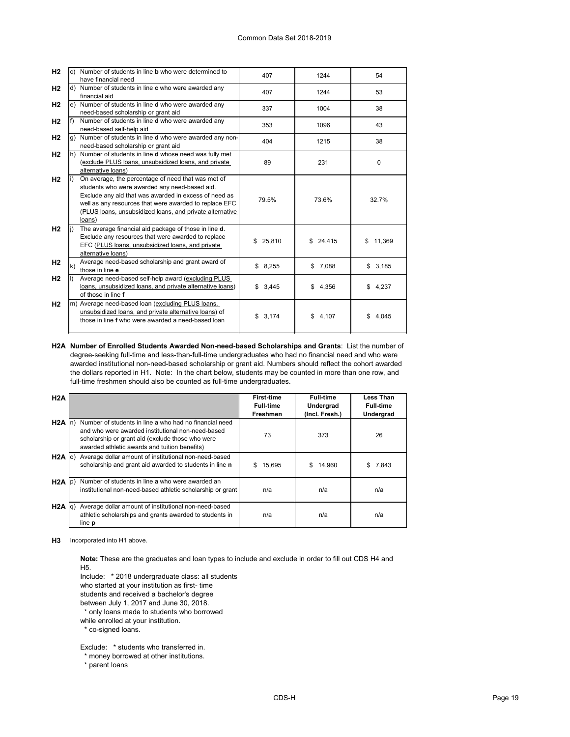| | | | | | |
|---|---|---|---|---|---|
| H2 | c) | Number of students in line **b** who were determined to have financial need | 407 | 1244 | 54 |
| H2 | d) | Number of students in line **c** who were awarded any financial aid | 407 | 1244 | 53 |
| H2 | e) | Number of students in line **d** who were awarded any need-based scholarship or grant aid | 337 | 1004 | 38 |
| H2 | f) | Number of students in line **d** who were awarded any need-based self-help aid | 353 | 1096 | 43 |
| H2 | g) | Number of students in line **d** who were awarded any non-need-based scholarship or grant aid | 404 | 1215 | 38 |
| H2 | h) | Number of students in line **d** whose need was fully met (exclude PLUS loans, unsubsidized loans, and private alternative loans) | 89 | 231 | 0 |
| H2 | i) | On average, the percentage of need that was met of students who were awarded any need-based aid. Exclude any aid that was awarded in excess of need as well as any resources that were awarded to replace EFC (PLUS loans, unsubsidized loans, and private alternative loans) | 79.5% | 73.6% | 32.7% |
| H2 | j) | The average financial aid package of those in line **d**. Exclude any resources that were awarded to replace EFC (PLUS loans, unsubsidized loans, and private alternative loans) | $ 25,810 | $ 24,415 | $ 11,369 |
| H2 | k) | Average need-based scholarship and grant award of those in line **e** | $ 8,255 | $ 7,088 | $ 3,185 |
| H2 | l) | Average need-based self-help award (excluding PLUS loans, unsubsidized loans, and private alternative loans) of those in line **f** | $ 3,445 | $ 4,356 | $ 4,237 |
| H2 | m) | Average need-based loan (excluding PLUS loans, unsubsidized loans, and private alternative loans) of those in line **f** who were awarded a need-based loan | $ 3,174 | $ 4,107 | $ 4,045 |

**H2A Number of Enrolled Students Awarded Non-need-based Scholarships and Grants**: List the number of degree-seeking full-time and less-than-full-time undergraduates who had no financial need and who were awarded institutional non-need-based scholarship or grant aid. Numbers should reflect the cohort awarded the dollars reported in H1. Note: In the chart below, students may be counted in more than one row, and full-time freshmen should also be counted as full-time undergraduates.

| H2A | | | **First-time Full-time Freshmen** | **Full-time Undergrad (Incl. Fresh.)** | **Less Than Full-time Undergrad** |
|---|---|---|---|---|---|
| H2A | n) | Number of students in line **a** who had no financial need and who were awarded institutional non-need-based scholarship or grant aid (exclude those who were awarded athletic awards and tuition benefits) | 73 | 373 | 26 |
| H2A | o) | Average dollar amount of institutional non-need-based scholarship and grant aid awarded to students in line **n** | $ 15,695 | $ 14,960 | $ 7,843 |
| H2A | p) | Number of students in line **a** who were awarded an institutional non-need-based athletic scholarship or grant | n/a | n/a | n/a |
| H2A | q) | Average dollar amount of institutional non-need-based athletic scholarships and grants awarded to students in line **p** | n/a | n/a | n/a |

**H3** Incorporated into H1 above.

**Note:** These are the graduates and loan types to include and exclude in order to fill out CDS H4 and H5.

Include: * 2018 undergraduate class: all students who started at your institution as first- time students and received a bachelor's degree between July 1, 2017 and June 30, 2018.
* only loans made to students who borrowed while enrolled at your institution.
* co-signed loans.

Exclude: * students who transferred in.
* money borrowed at other institutions.
* parent loans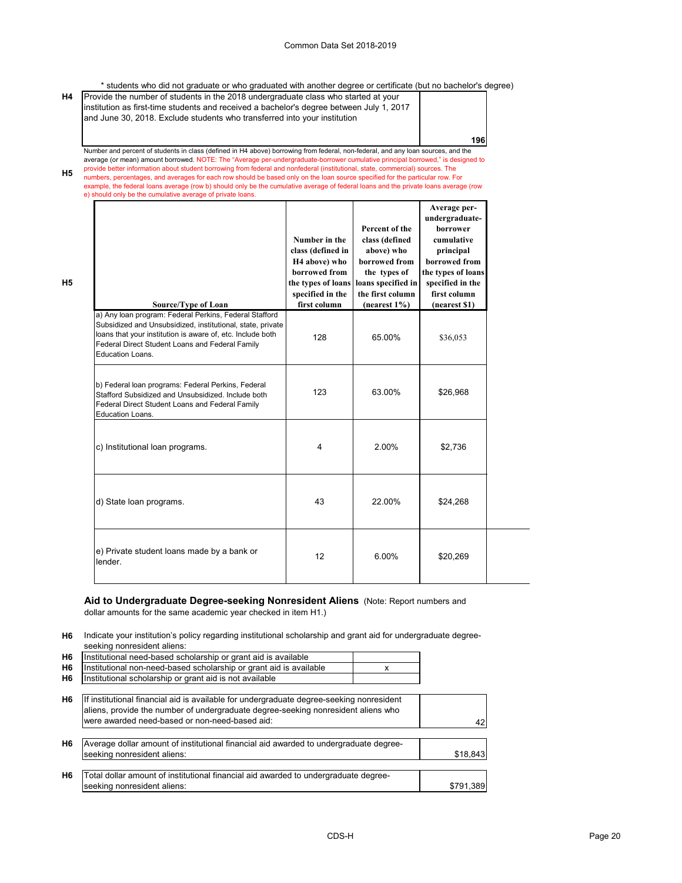\* students who did not graduate or who graduated with another degree or certificate (but no bachelor's degree)

| | | |
|---|---|---|
| H4 | Provide the number of students in the 2018 undergraduate class who started at your institution as first-time students and received a bachelor's degree between July 1, 2017 and June 30, 2018. Exclude students who transferred into your institution | 196 |

**H5** Number and percent of students in class (defined in H4 above) borrowing from federal, non-federal, and any loan sources, and the average (or mean) amount borrowed. NOTE: The "Average per-undergraduate-borrower cumulative principal borrowed," is designed to provide better information about student borrowing from federal and nonfederal (institutional, state, commercial) sources. The numbers, percentages, and averages for each row should be based only on the loan source specified for the particular row. For example, the federal loans average (row b) should only be the cumulative average of federal loans and the private loans average (row e) should only be the cumulative average of private loans.

| Source/Type of Loan | Number in the class (defined in H4 above) who borrowed from the types of loans specified in the first column | Percent of the class (defined above) who borrowed from the types of loans specified in the first column (nearest 1%) | Average per-undergraduate-borrower cumulative principal borrowed from the types of loans specified in the first column (nearest $1) |
|---|---|---|---|
| a) Any loan program: Federal Perkins, Federal Stafford Subsidized and Unsubsidized, institutional, state, private loans that your institution is aware of, etc. Include both Federal Direct Student Loans and Federal Family Education Loans. | 128 | 65.00% | $36,053 |
| b) Federal loan programs: Federal Perkins, Federal Stafford Subsidized and Unsubsidized. Include both Federal Direct Student Loans and Federal Family Education Loans. | 123 | 63.00% | $26,968 |
| c) Institutional loan programs. | 4 | 2.00% | $2,736 |
| d) State loan programs. | 43 | 22.00% | $24,268 |
| e) Private student loans made by a bank or lender. | 12 | 6.00% | $20,269 |

## Aid to Undergraduate Degree-seeking Nonresident Aliens

(Note: Report numbers and dollar amounts for the same academic year checked in item H1.)

**H6** Indicate your institution's policy regarding institutional scholarship and grant aid for undergraduate degree-seeking nonresident aliens:

| | | |
|---|---|---|
| H6 | Institutional need-based scholarship or grant aid is available | |
| H6 | Institutional non-need-based scholarship or grant aid is available | x |
| H6 | Institutional scholarship or grant aid is not available | |

| | | |
|---|---|---|
| H6 | If institutional financial aid is available for undergraduate degree-seeking nonresident aliens, provide the number of undergraduate degree-seeking nonresident aliens who were awarded need-based or non-need-based aid: | 42 |
| H6 | Average dollar amount of institutional financial aid awarded to undergraduate degree-seeking nonresident aliens: | $18,843 |
| H6 | Total dollar amount of institutional financial aid awarded to undergraduate degree-seeking nonresident aliens: | $791,389 |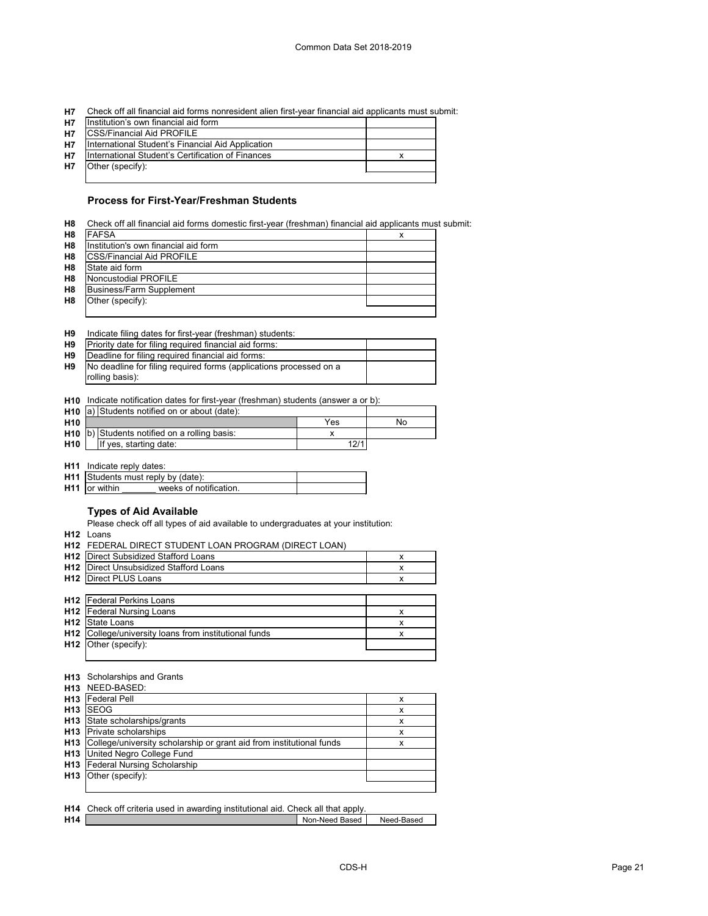**H7** Check off all financial aid forms nonresident alien first-year financial aid applicants must submit:

| H7 | | |
|---|---|---|
| H7 | Institution's own financial aid form | |
| H7 | CSS/Financial Aid PROFILE | |
| H7 | International Student's Financial Aid Application | |
| H7 | International Student's Certification of Finances | x |
| H7 | Other (specify): | |

### Process for First-Year/Freshman Students

**H8** Check off all financial aid forms domestic first-year (freshman) financial aid applicants must submit:

| H8 | | |
|---|---|---|
| H8 | FAFSA | x |
| H8 | Institution's own financial aid form | |
| H8 | CSS/Financial Aid PROFILE | |
| H8 | State aid form | |
| H8 | Noncustodial PROFILE | |
| H8 | Business/Farm Supplement | |
| H8 | Other (specify): | |

**H9** Indicate filing dates for first-year (freshman) students:

| H9 | | |
|---|---|---|
| H9 | Priority date for filing required financial aid forms: | |
| H9 | Deadline for filing required financial aid forms: | |
| H9 | No deadline for filing required forms (applications processed on a rolling basis): | |

**H10** Indicate notification dates for first-year (freshman) students (answer a or b):

| H10 | | | | |
|---|---|---|---|---|
| H10 | a) | Students notified on or about (date): | | |
| H10 | | | Yes | No |
| H10 | b) | Students notified on a rolling basis: | x | |
| H10 | | If yes, starting date: | 12/1 | |

**H11** Indicate reply dates:

| H11 | | |
|---|---|---|
| H11 | Students must reply by (date): | |
| H11 | or within _______ weeks of notification. | |

### Types of Aid Available

Please check off all types of aid available to undergraduates at your institution:

**H12** Loans

**H12** FEDERAL DIRECT STUDENT LOAN PROGRAM (DIRECT LOAN)

| H12 | | |
|---|---|---|
| H12 | Direct Subsidized Stafford Loans | x |
| H12 | Direct Unsubsidized Stafford Loans | x |
| H12 | Direct PLUS Loans | x |

| H12 | | |
|---|---|---|
| H12 | Federal Perkins Loans | |
| H12 | Federal Nursing Loans | x |
| H12 | State Loans | x |
| H12 | College/university loans from institutional funds | x |
| H12 | Other (specify): | |

**H13** Scholarships and Grants

**H13** NEED-BASED:

| H13 | | |
|---|---|---|
| H13 | Federal Pell | x |
| H13 | SEOG | x |
| H13 | State scholarships/grants | x |
| H13 | Private scholarships | x |
| H13 | College/university scholarship or grant aid from institutional funds | x |
| H13 | United Negro College Fund | |
| H13 | Federal Nursing Scholarship | |
| H13 | Other (specify): | |

**H14** Check off criteria used in awarding institutional aid. Check all that apply.

| H14 | | Non-Need Based | Need-Based |
|---|---|---|---|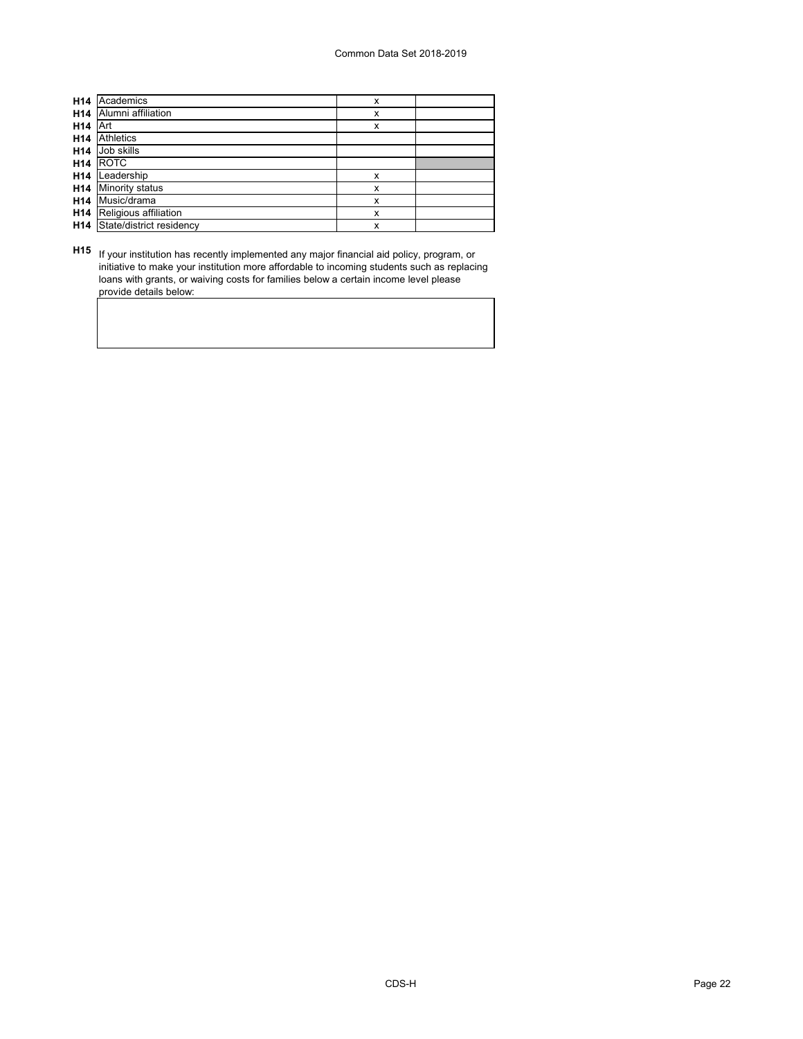| | | | |
|---|---|---|---|
| H14 | Academics | x | |
| H14 | Alumni affiliation | x | |
| H14 | Art | x | |
| H14 | Athletics | | |
| H14 | Job skills | | |
| H14 | ROTC | | |
| H14 | Leadership | x | |
| H14 | Minority status | x | |
| H14 | Music/drama | x | |
| H14 | Religious affiliation | x | |
| H14 | State/district residency | x | |

**H15** If your institution has recently implemented any major financial aid policy, program, or initiative to make your institution more affordable to incoming students such as replacing loans with grants, or waiving costs for families below a certain income level please provide details below: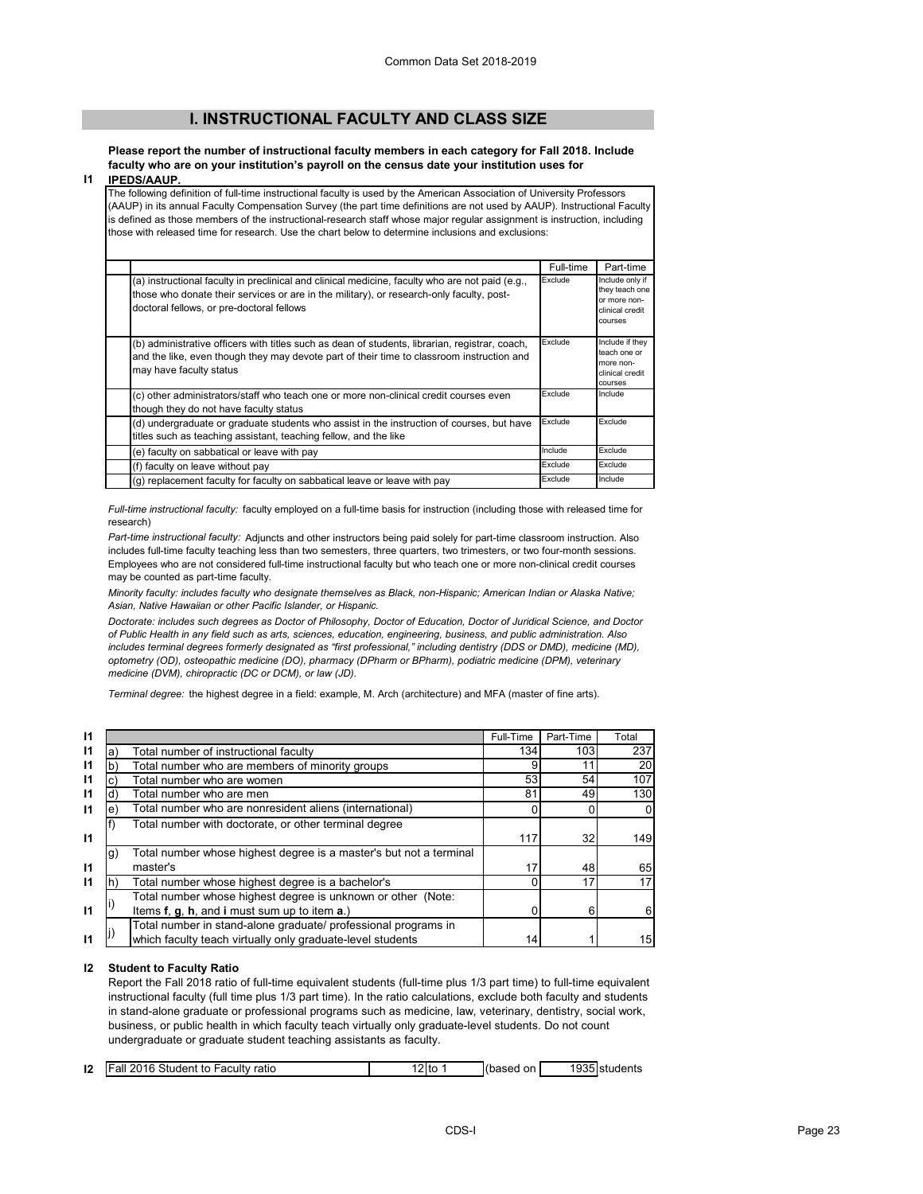## I. INSTRUCTIONAL FACULTY AND CLASS SIZE

**I1** **Please report the number of instructional faculty members in each category for Fall 2018. Include faculty who are on your institution's payroll on the census date your institution uses for IPEDS/AAUP.**

The following definition of full-time instructional faculty is used by the American Association of University Professors (AAUP) in its annual Faculty Compensation Survey (the part time definitions are not used by AAUP). Instructional Faculty is defined as those members of the instructional-research staff whose major regular assignment is instruction, including those with released time for research. Use the chart below to determine inclusions and exclusions:

| | Full-time | Part-time |
|---|---|---|
| (a) instructional faculty in preclinical and clinical medicine, faculty who are not paid (e.g., those who donate their services or are in the military), or research-only faculty, post-doctoral fellows, or pre-doctoral fellows | Exclude | Include only if they teach one or more non-clinical credit courses |
| (b) administrative officers with titles such as dean of students, librarian, registrar, coach, and the like, even though they may devote part of their time to classroom instruction and may have faculty status | Exclude | Include if they teach one or more non-clinical credit courses |
| (c) other administrators/staff who teach one or more non-clinical credit courses even though they do not have faculty status | Exclude | Include |
| (d) undergraduate or graduate students who assist in the instruction of courses, but have titles such as teaching assistant, teaching fellow, and the like | Exclude | Exclude |
| (e) faculty on sabbatical or leave with pay | Include | Exclude |
| (f) faculty on leave without pay | Exclude | Exclude |
| (g) replacement faculty for faculty on sabbatical leave or leave with pay | Exclude | Include |

*Full-time instructional faculty:* faculty employed on a full-time basis for instruction (including those with released time for research)

*Part-time instructional faculty:* Adjuncts and other instructors being paid solely for part-time classroom instruction. Also includes full-time faculty teaching less than two semesters, three quarters, two trimesters, or two four-month sessions. Employees who are not considered full-time instructional faculty but who teach one or more non-clinical credit courses may be counted as part-time faculty.

*Minority faculty: includes faculty who designate themselves as Black, non-Hispanic; American Indian or Alaska Native; Asian, Native Hawaiian or other Pacific Islander, or Hispanic.*

*Doctorate: includes such degrees as Doctor of Philosophy, Doctor of Education, Doctor of Juridical Science, and Doctor of Public Health in any field such as arts, sciences, education, engineering, business, and public administration. Also includes terminal degrees formerly designated as "first professional," including dentistry (DDS or DMD), medicine (MD), optometry (OD), osteopathic medicine (DO), pharmacy (DPharm or BPharm), podiatric medicine (DPM), veterinary medicine (DVM), chiropractic (DC or DCM), or law (JD).*

*Terminal degree:* the highest degree in a field: example, M. Arch (architecture) and MFA (master of fine arts).

| | | | Full-Time | Part-Time | Total |
|---|---|---|---|---|---|
| I1 | a) | Total number of instructional faculty | 134 | 103 | 237 |
| I1 | b) | Total number who are members of minority groups | 9 | 11 | 20 |
| I1 | c) | Total number who are women | 53 | 54 | 107 |
| I1 | d) | Total number who are men | 81 | 49 | 130 |
| I1 | e) | Total number who are nonresident aliens (international) | 0 | 0 | 0 |
| I1 | f) | Total number with doctorate, or other terminal degree | 117 | 32 | 149 |
| I1 | g) | Total number whose highest degree is a master's but not a terminal master's | 17 | 48 | 65 |
| I1 | h) | Total number whose highest degree is a bachelor's | 0 | 17 | 17 |
| I1 | i) | Total number whose highest degree is unknown or other (Note: Items **f**, **g**, **h**, and **i** must sum up to item **a**.) | 0 | 6 | 6 |
| I1 | j) | Total number in stand-alone graduate/ professional programs in which faculty teach virtually only graduate-level students | 14 | 1 | 15 |

**I2 Student to Faculty Ratio**

Report the Fall 2018 ratio of full-time equivalent students (full-time plus 1/3 part time) to full-time equivalent instructional faculty (full time plus 1/3 part time). In the ratio calculations, exclude both faculty and students in stand-alone graduate or professional programs such as medicine, law, veterinary, dentistry, social work, business, or public health in which faculty teach virtually only graduate-level students. Do not count undergraduate or graduate student teaching assistants as faculty.

| | | | | | |
|---|---|---|---|---|---|
| I2 | Fall 2016 Student to Faculty ratio | 12 to 1 | (based on | 1935 | students |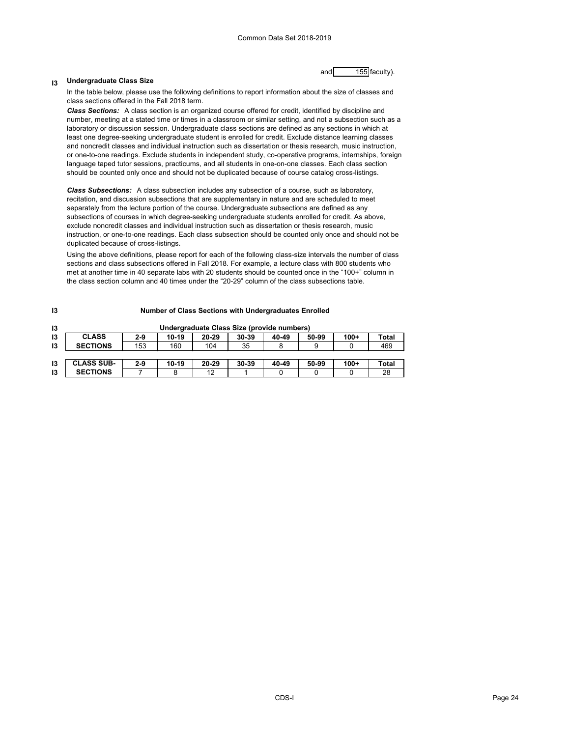and 155 faculty).

## I3 Undergraduate Class Size

In the table below, please use the following definitions to report information about the size of classes and class sections offered in the Fall 2018 term.

***Class Sections:*** A class section is an organized course offered for credit, identified by discipline and number, meeting at a stated time or times in a classroom or similar setting, and not a subsection such as a laboratory or discussion session. Undergraduate class sections are defined as any sections in which at least one degree-seeking undergraduate student is enrolled for credit. Exclude distance learning classes and noncredit classes and individual instruction such as dissertation or thesis research, music instruction, or one-to-one readings. Exclude students in independent study, co-operative programs, internships, foreign language taped tutor sessions, practicums, and all students in one-on-one classes. Each class section should be counted only once and should not be duplicated because of course catalog cross-listings.

***Class Subsections:*** A class subsection includes any subsection of a course, such as laboratory, recitation, and discussion subsections that are supplementary in nature and are scheduled to meet separately from the lecture portion of the course. Undergraduate subsections are defined as any subsections of courses in which degree-seeking undergraduate students enrolled for credit. As above, exclude noncredit classes and individual instruction such as dissertation or thesis research, music instruction, or one-to-one readings. Each class subsection should be counted only once and should not be duplicated because of cross-listings.

Using the above definitions, please report for each of the following class-size intervals the number of class sections and class subsections offered in Fall 2018. For example, a lecture class with 800 students who met at another time in 40 separate labs with 20 students should be counted once in the "100+" column in the class section column and 40 times under the "20-29" column of the class subsections table.

**I3 Number of Class Sections with Undergraduates Enrolled**

**Undergraduate Class Size (provide numbers)**

| CLASS SECTIONS | 2-9 | 10-19 | 20-29 | 30-39 | 40-49 | 50-99 | 100+ | Total |
|---|---|---|---|---|---|---|---|---|
| | 153 | 160 | 104 | 35 | 8 | 9 | 0 | 469 |

| CLASS SUB-SECTIONS | 2-9 | 10-19 | 20-29 | 30-39 | 40-49 | 50-99 | 100+ | Total |
|---|---|---|---|---|---|---|---|---|
| | 7 | 8 | 12 | 1 | 0 | 0 | 0 | 28 |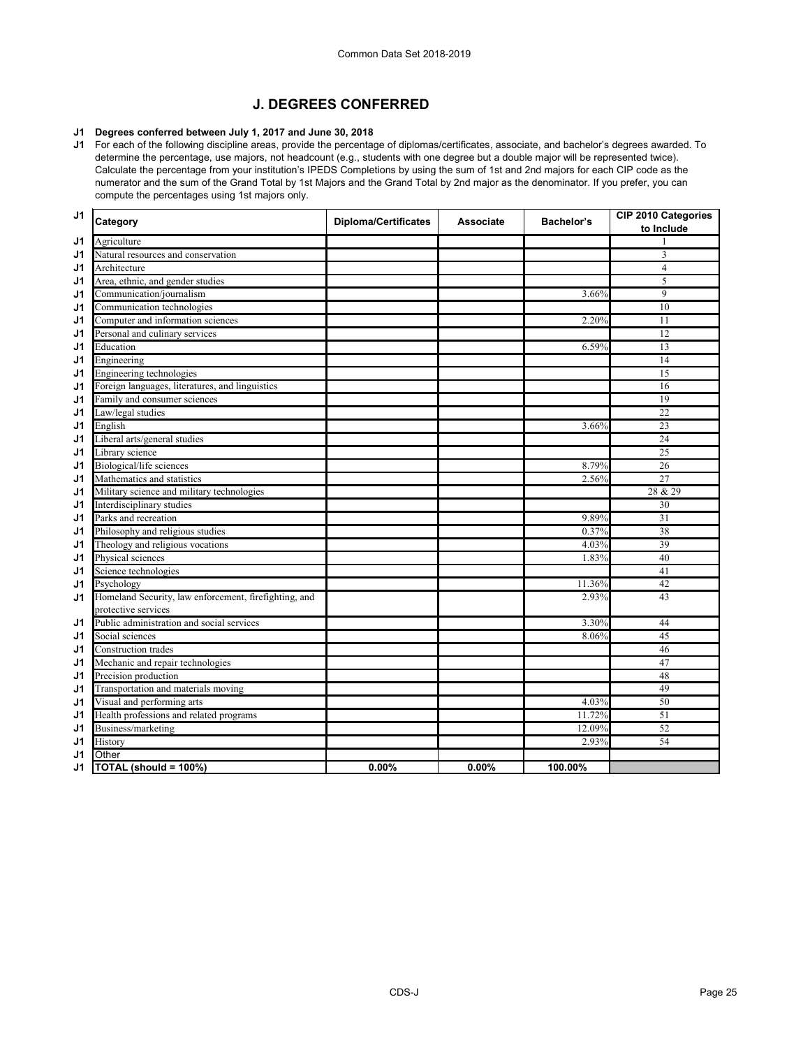# J. DEGREES CONFERRED

**J1 Degrees conferred between July 1, 2017 and June 30, 2018**

J1 For each of the following discipline areas, provide the percentage of diplomas/certificates, associate, and bachelor's degrees awarded. To determine the percentage, use majors, not headcount (e.g., students with one degree but a double major will be represented twice). Calculate the percentage from your institution's IPEDS Completions by using the sum of 1st and 2nd majors for each CIP code as the numerator and the sum of the Grand Total by 1st Majors and the Grand Total by 2nd major as the denominator. If you prefer, you can compute the percentages using 1st majors only.

| | Category | Diploma/Certificates | Associate | Bachelor's | CIP 2010 Categories to Include |
|---|---|---|---|---|---|
| J1 | Agriculture | | | | 1 |
| J1 | Natural resources and conservation | | | | 3 |
| J1 | Architecture | | | | 4 |
| J1 | Area, ethnic, and gender studies | | | | 5 |
| J1 | Communication/journalism | | | 3.66% | 9 |
| J1 | Communication technologies | | | | 10 |
| J1 | Computer and information sciences | | | 2.20% | 11 |
| J1 | Personal and culinary services | | | | 12 |
| J1 | Education | | | 6.59% | 13 |
| J1 | Engineering | | | | 14 |
| J1 | Engineering technologies | | | | 15 |
| J1 | Foreign languages, literatures, and linguistics | | | | 16 |
| J1 | Family and consumer sciences | | | | 19 |
| J1 | Law/legal studies | | | | 22 |
| J1 | English | | | 3.66% | 23 |
| J1 | Liberal arts/general studies | | | | 24 |
| J1 | Library science | | | | 25 |
| J1 | Biological/life sciences | | | 8.79% | 26 |
| J1 | Mathematics and statistics | | | 2.56% | 27 |
| J1 | Military science and military technologies | | | | 28 & 29 |
| J1 | Interdisciplinary studies | | | | 30 |
| J1 | Parks and recreation | | | 9.89% | 31 |
| J1 | Philosophy and religious studies | | | 0.37% | 38 |
| J1 | Theology and religious vocations | | | 4.03% | 39 |
| J1 | Physical sciences | | | 1.83% | 40 |
| J1 | Science technologies | | | | 41 |
| J1 | Psychology | | | 11.36% | 42 |
| J1 | Homeland Security, law enforcement, firefighting, and protective services | | | 2.93% | 43 |
| J1 | Public administration and social services | | | 3.30% | 44 |
| J1 | Social sciences | | | 8.06% | 45 |
| J1 | Construction trades | | | | 46 |
| J1 | Mechanic and repair technologies | | | | 47 |
| J1 | Precision production | | | | 48 |
| J1 | Transportation and materials moving | | | | 49 |
| J1 | Visual and performing arts | | | 4.03% | 50 |
| J1 | Health professions and related programs | | | 11.72% | 51 |
| J1 | Business/marketing | | | 12.09% | 52 |
| J1 | History | | | 2.93% | 54 |
| J1 | Other | | | | |
| J1 | **TOTAL (should = 100%)** | **0.00%** | **0.00%** | **100.00%** | |